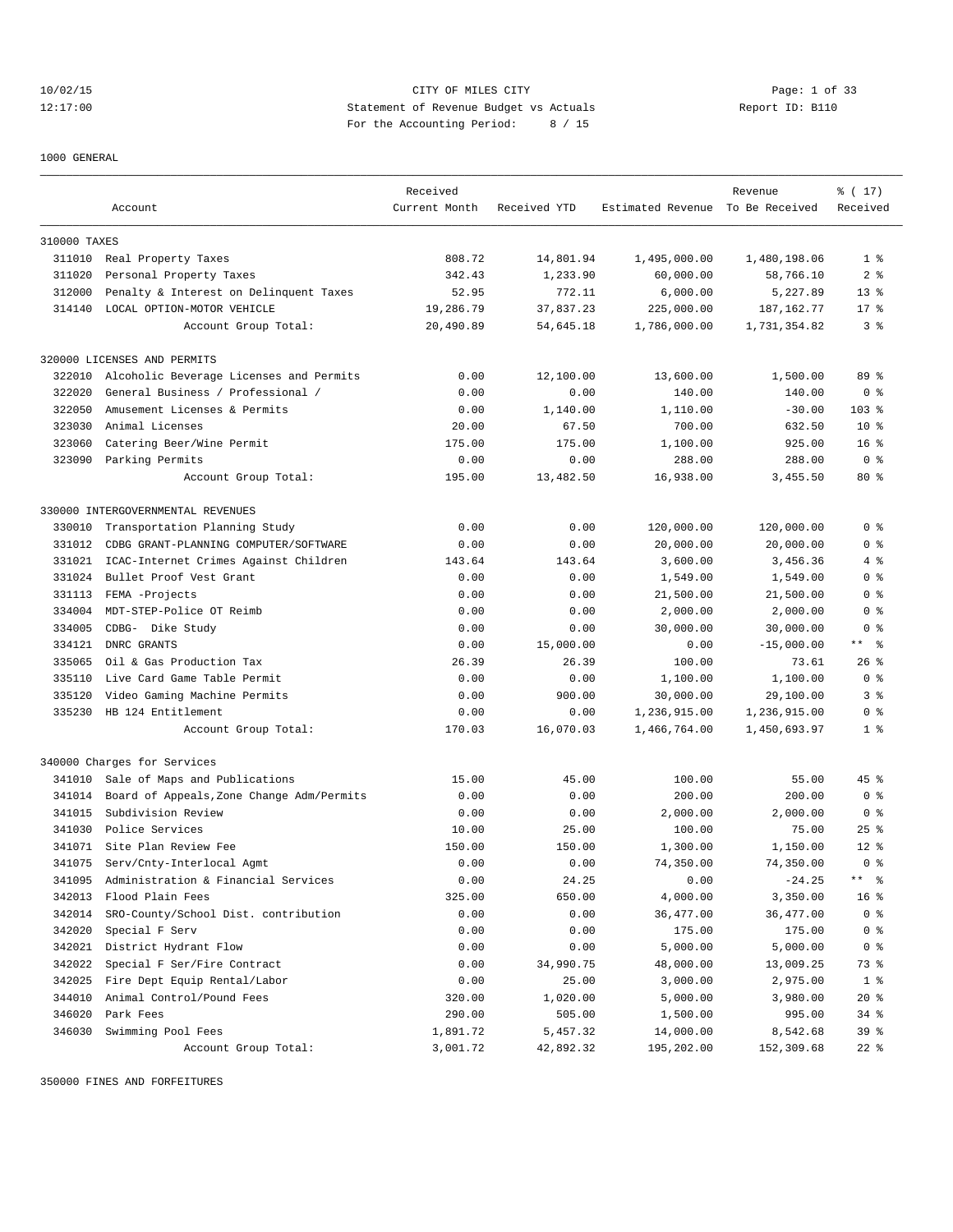CITY OF MILES CITY
Statement of Revenue Budget vs Actuals
For the Accounting Period: 8 / 15

1000 GENERAL

| | Account | Received Current Month | Received YTD | Estimated Revenue | Revenue To Be Received | % ( 17) Received |
|---|---|---|---|---|---|---|
| **310000 TAXES** | | | | | | |
| 311010 | Real Property Taxes | 808.72 | 14,801.94 | 1,495,000.00 | 1,480,198.06 | 1 % |
| 311020 | Personal Property Taxes | 342.43 | 1,233.90 | 60,000.00 | 58,766.10 | 2 % |
| 312000 | Penalty & Interest on Delinquent Taxes | 52.95 | 772.11 | 6,000.00 | 5,227.89 | 13 % |
| 314140 | LOCAL OPTION-MOTOR VEHICLE | 19,286.79 | 37,837.23 | 225,000.00 | 187,162.77 | 17 % |
| | Account Group Total: | 20,490.89 | 54,645.18 | 1,786,000.00 | 1,731,354.82 | 3 % |
| **320000 LICENSES AND PERMITS** | | | | | | |
| 322010 | Alcoholic Beverage Licenses and Permits | 0.00 | 12,100.00 | 13,600.00 | 1,500.00 | 89 % |
| 322020 | General Business / Professional / | 0.00 | 0.00 | 140.00 | 140.00 | 0 % |
| 322050 | Amusement Licenses & Permits | 0.00 | 1,140.00 | 1,110.00 | -30.00 | 103 % |
| 323030 | Animal Licenses | 20.00 | 67.50 | 700.00 | 632.50 | 10 % |
| 323060 | Catering Beer/Wine Permit | 175.00 | 175.00 | 1,100.00 | 925.00 | 16 % |
| 323090 | Parking Permits | 0.00 | 0.00 | 288.00 | 288.00 | 0 % |
| | Account Group Total: | 195.00 | 13,482.50 | 16,938.00 | 3,455.50 | 80 % |
| **330000 INTERGOVERNMENTAL REVENUES** | | | | | | |
| 330010 | Transportation Planning Study | 0.00 | 0.00 | 120,000.00 | 120,000.00 | 0 % |
| 331012 | CDBG GRANT-PLANNING COMPUTER/SOFTWARE | 0.00 | 0.00 | 20,000.00 | 20,000.00 | 0 % |
| 331021 | ICAC-Internet Crimes Against Children | 143.64 | 143.64 | 3,600.00 | 3,456.36 | 4 % |
| 331024 | Bullet Proof Vest Grant | 0.00 | 0.00 | 1,549.00 | 1,549.00 | 0 % |
| 331113 | FEMA -Projects | 0.00 | 0.00 | 21,500.00 | 21,500.00 | 0 % |
| 334004 | MDT-STEP-Police OT Reimb | 0.00 | 0.00 | 2,000.00 | 2,000.00 | 0 % |
| 334005 | CDBG- Dike Study | 0.00 | 0.00 | 30,000.00 | 30,000.00 | 0 % |
| 334121 | DNRC GRANTS | 0.00 | 15,000.00 | 0.00 | -15,000.00 | ** % |
| 335065 | Oil & Gas Production Tax | 26.39 | 26.39 | 100.00 | 73.61 | 26 % |
| 335110 | Live Card Game Table Permit | 0.00 | 0.00 | 1,100.00 | 1,100.00 | 0 % |
| 335120 | Video Gaming Machine Permits | 0.00 | 900.00 | 30,000.00 | 29,100.00 | 3 % |
| 335230 | HB 124 Entitlement | 0.00 | 0.00 | 1,236,915.00 | 1,236,915.00 | 0 % |
| | Account Group Total: | 170.03 | 16,070.03 | 1,466,764.00 | 1,450,693.97 | 1 % |
| **340000 Charges for Services** | | | | | | |
| 341010 | Sale of Maps and Publications | 15.00 | 45.00 | 100.00 | 55.00 | 45 % |
| 341014 | Board of Appeals,Zone Change Adm/Permits | 0.00 | 0.00 | 200.00 | 200.00 | 0 % |
| 341015 | Subdivision Review | 0.00 | 0.00 | 2,000.00 | 2,000.00 | 0 % |
| 341030 | Police Services | 10.00 | 25.00 | 100.00 | 75.00 | 25 % |
| 341071 | Site Plan Review Fee | 150.00 | 150.00 | 1,300.00 | 1,150.00 | 12 % |
| 341075 | Serv/Cnty-Interlocal Agmt | 0.00 | 0.00 | 74,350.00 | 74,350.00 | 0 % |
| 341095 | Administration & Financial Services | 0.00 | 24.25 | 0.00 | -24.25 | ** % |
| 342013 | Flood Plain Fees | 325.00 | 650.00 | 4,000.00 | 3,350.00 | 16 % |
| 342014 | SRO-County/School Dist. contribution | 0.00 | 0.00 | 36,477.00 | 36,477.00 | 0 % |
| 342020 | Special F Serv | 0.00 | 0.00 | 175.00 | 175.00 | 0 % |
| 342021 | District Hydrant Flow | 0.00 | 0.00 | 5,000.00 | 5,000.00 | 0 % |
| 342022 | Special F Ser/Fire Contract | 0.00 | 34,990.75 | 48,000.00 | 13,009.25 | 73 % |
| 342025 | Fire Dept Equip Rental/Labor | 0.00 | 25.00 | 3,000.00 | 2,975.00 | 1 % |
| 344010 | Animal Control/Pound Fees | 320.00 | 1,020.00 | 5,000.00 | 3,980.00 | 20 % |
| 346020 | Park Fees | 290.00 | 505.00 | 1,500.00 | 995.00 | 34 % |
| 346030 | Swimming Pool Fees | 1,891.72 | 5,457.32 | 14,000.00 | 8,542.68 | 39 % |
| | Account Group Total: | 3,001.72 | 42,892.32 | 195,202.00 | 152,309.68 | 22 % |

350000 FINES AND FORFEITURES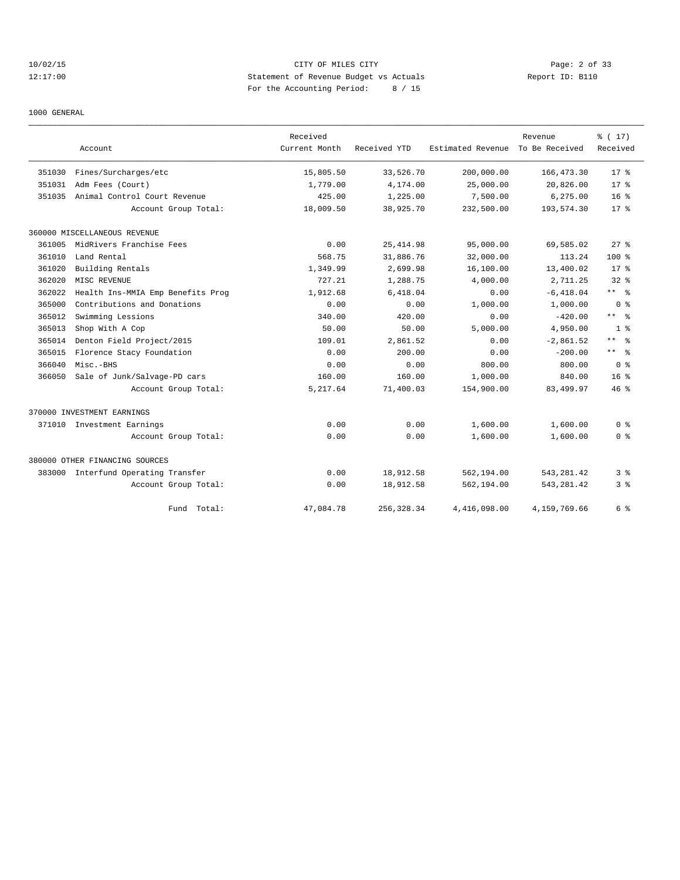CITY OF MILES CITY

Statement of Revenue Budget vs Actuals

For the Accounting Period: 8 / 15

1000 GENERAL

| | Account | Received Current Month | Received YTD | Estimated Revenue | Revenue To Be Received | % ( 17) Received |
|---|---|---|---|---|---|---|
| 351030 | Fines/Surcharges/etc | 15,805.50 | 33,526.70 | 200,000.00 | 166,473.30 | 17 % |
| 351031 | Adm Fees (Court) | 1,779.00 | 4,174.00 | 25,000.00 | 20,826.00 | 17 % |
| 351035 | Animal Control Court Revenue | 425.00 | 1,225.00 | 7,500.00 | 6,275.00 | 16 % |
| | Account Group Total: | 18,009.50 | 38,925.70 | 232,500.00 | 193,574.30 | 17 % |
| 360000 MISCELLANEOUS REVENUE | | | | | | |
| 361005 | MidRivers Franchise Fees | 0.00 | 25,414.98 | 95,000.00 | 69,585.02 | 27 % |
| 361010 | Land Rental | 568.75 | 31,886.76 | 32,000.00 | 113.24 | 100 % |
| 361020 | Building Rentals | 1,349.99 | 2,699.98 | 16,100.00 | 13,400.02 | 17 % |
| 362020 | MISC REVENUE | 727.21 | 1,288.75 | 4,000.00 | 2,711.25 | 32 % |
| 362022 | Health Ins-MMIA Emp Benefits Prog | 1,912.68 | 6,418.04 | 0.00 | -6,418.04 | ** % |
| 365000 | Contributions and Donations | 0.00 | 0.00 | 1,000.00 | 1,000.00 | 0 % |
| 365012 | Swimming Lessions | 340.00 | 420.00 | 0.00 | -420.00 | ** % |
| 365013 | Shop With A Cop | 50.00 | 50.00 | 5,000.00 | 4,950.00 | 1 % |
| 365014 | Denton Field Project/2015 | 109.01 | 2,861.52 | 0.00 | -2,861.52 | ** % |
| 365015 | Florence Stacy Foundation | 0.00 | 200.00 | 0.00 | -200.00 | ** % |
| 366040 | Misc.-BHS | 0.00 | 0.00 | 800.00 | 800.00 | 0 % |
| 366050 | Sale of Junk/Salvage-PD cars | 160.00 | 160.00 | 1,000.00 | 840.00 | 16 % |
| | Account Group Total: | 5,217.64 | 71,400.03 | 154,900.00 | 83,499.97 | 46 % |
| 370000 INVESTMENT EARNINGS | | | | | | |
| 371010 | Investment Earnings | 0.00 | 0.00 | 1,600.00 | 1,600.00 | 0 % |
| | Account Group Total: | 0.00 | 0.00 | 1,600.00 | 1,600.00 | 0 % |
| 380000 OTHER FINANCING SOURCES | | | | | | |
| 383000 | Interfund Operating Transfer | 0.00 | 18,912.58 | 562,194.00 | 543,281.42 | 3 % |
| | Account Group Total: | 0.00 | 18,912.58 | 562,194.00 | 543,281.42 | 3 % |
| | Fund Total: | 47,084.78 | 256,328.34 | 4,416,098.00 | 4,159,769.66 | 6 % |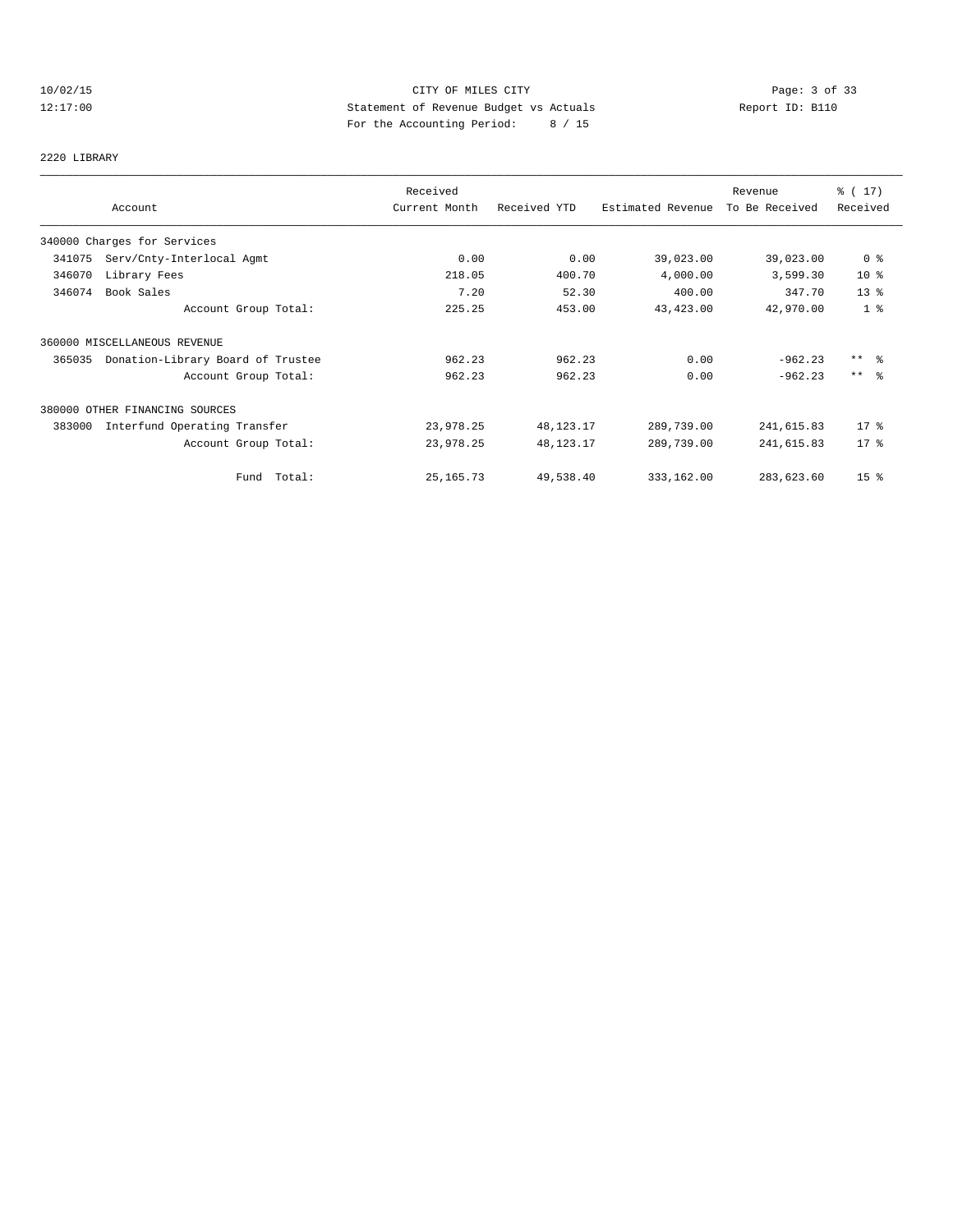CITY OF MILES CITY
Statement of Revenue Budget vs Actuals
For the Accounting Period: 8 / 15

10/02/15
12:17:00

Report ID: B110

2220 LIBRARY

| Account | Received Current Month | Received YTD | Estimated Revenue | Revenue To Be Received | % ( 17) Received |
|---|---|---|---|---|---|
| 340000 Charges for Services | | | | | |
| 341075 Serv/Cnty-Interlocal Agmt | 0.00 | 0.00 | 39,023.00 | 39,023.00 | 0 % |
| 346070 Library Fees | 218.05 | 400.70 | 4,000.00 | 3,599.30 | 10 % |
| 346074 Book Sales | 7.20 | 52.30 | 400.00 | 347.70 | 13 % |
| Account Group Total: | 225.25 | 453.00 | 43,423.00 | 42,970.00 | 1 % |
| 360000 MISCELLANEOUS REVENUE | | | | | |
| 365035 Donation-Library Board of Trustee | 962.23 | 962.23 | 0.00 | -962.23 | ** % |
| Account Group Total: | 962.23 | 962.23 | 0.00 | -962.23 | ** % |
| 380000 OTHER FINANCING SOURCES | | | | | |
| 383000 Interfund Operating Transfer | 23,978.25 | 48,123.17 | 289,739.00 | 241,615.83 | 17 % |
| Account Group Total: | 23,978.25 | 48,123.17 | 289,739.00 | 241,615.83 | 17 % |
| Fund Total: | 25,165.73 | 49,538.40 | 333,162.00 | 283,623.60 | 15 % |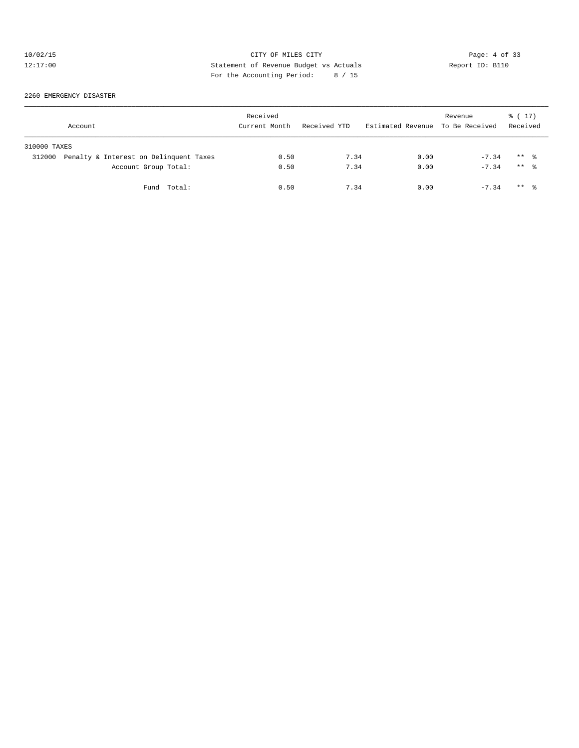CITY OF MILES CITY

Statement of Revenue Budget vs Actuals

For the Accounting Period: 8 / 15

2260 EMERGENCY DISASTER

| Account | Received Current Month | Received YTD | Estimated Revenue | Revenue To Be Received | % ( 17) Received |
|---|---|---|---|---|---|
| 310000 TAXES | | | | | |
| 312000 Penalty & Interest on Delinquent Taxes | 0.50 | 7.34 | 0.00 | -7.34 | ** % |
| Account Group Total: | 0.50 | 7.34 | 0.00 | -7.34 | ** % |
| Fund Total: | 0.50 | 7.34 | 0.00 | -7.34 | ** % |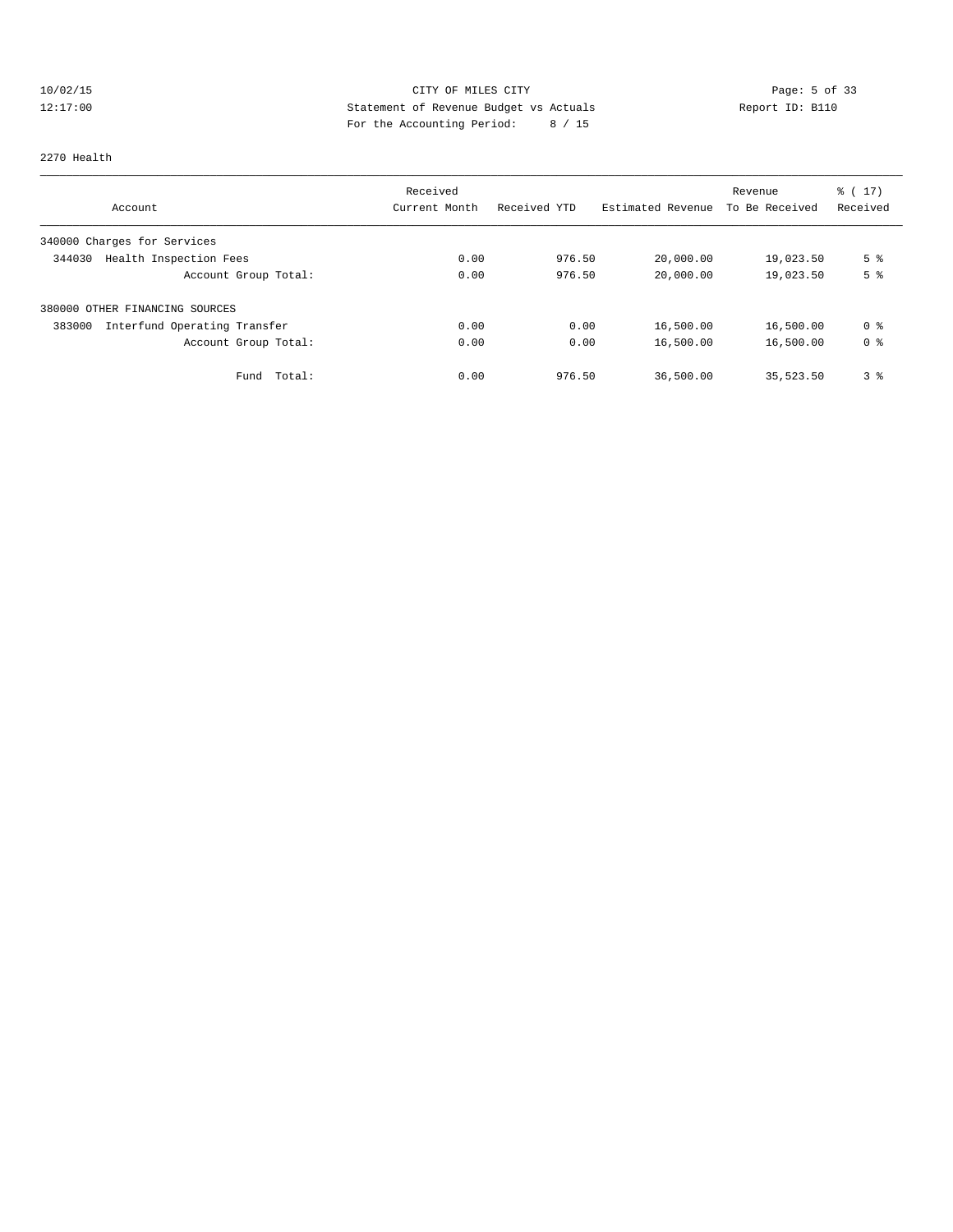CITY OF MILES CITY
Statement of Revenue Budget vs Actuals
For the Accounting Period: 8 / 15

10/02/15
12:17:00

Report ID: B110

2270 Health

| Account | Received Current Month | Received YTD | Estimated Revenue | Revenue To Be Received | % ( 17) Received |
|---|---|---|---|---|---|
| 340000 Charges for Services | | | | | |
| 344030 Health Inspection Fees | 0.00 | 976.50 | 20,000.00 | 19,023.50 | 5 % |
| Account Group Total: | 0.00 | 976.50 | 20,000.00 | 19,023.50 | 5 % |
| 380000 OTHER FINANCING SOURCES | | | | | |
| 383000 Interfund Operating Transfer | 0.00 | 0.00 | 16,500.00 | 16,500.00 | 0 % |
| Account Group Total: | 0.00 | 0.00 | 16,500.00 | 16,500.00 | 0 % |
| Fund Total: | 0.00 | 976.50 | 36,500.00 | 35,523.50 | 3 % |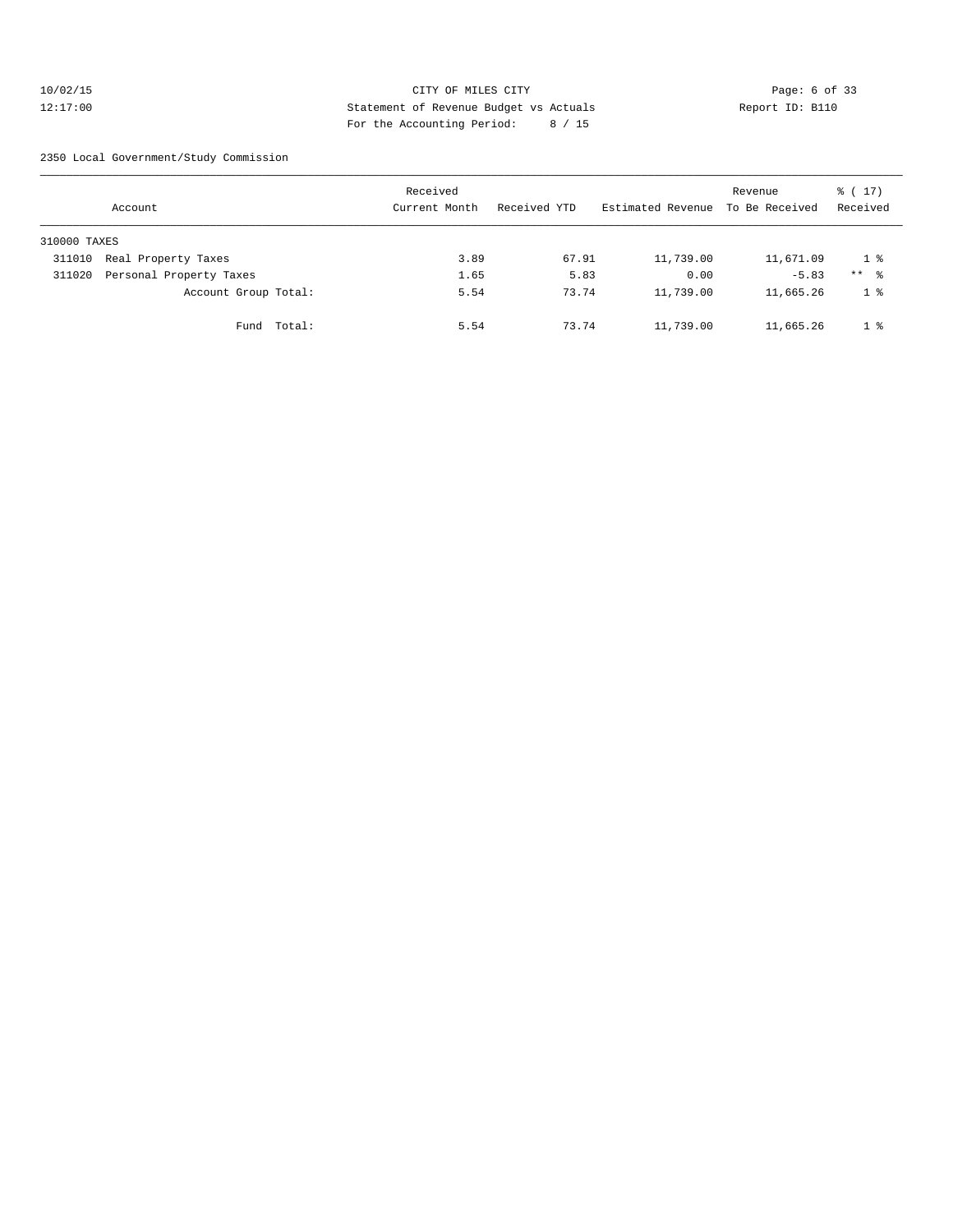CITY OF MILES CITY
Statement of Revenue Budget vs Actuals
For the Accounting Period: 8 / 15

10/02/15
12:17:00

Report ID: B110

2350 Local Government/Study Commission

| Account | Received Current Month | Received YTD | Estimated Revenue | Revenue To Be Received | % ( 17) Received |
|---|---|---|---|---|---|
| 310000 TAXES | | | | | |
| 311010 Real Property Taxes | 3.89 | 67.91 | 11,739.00 | 11,671.09 | 1 % |
| 311020 Personal Property Taxes | 1.65 | 5.83 | 0.00 | -5.83 | ** % |
| Account Group Total: | 5.54 | 73.74 | 11,739.00 | 11,665.26 | 1 % |
| Fund Total: | 5.54 | 73.74 | 11,739.00 | 11,665.26 | 1 % |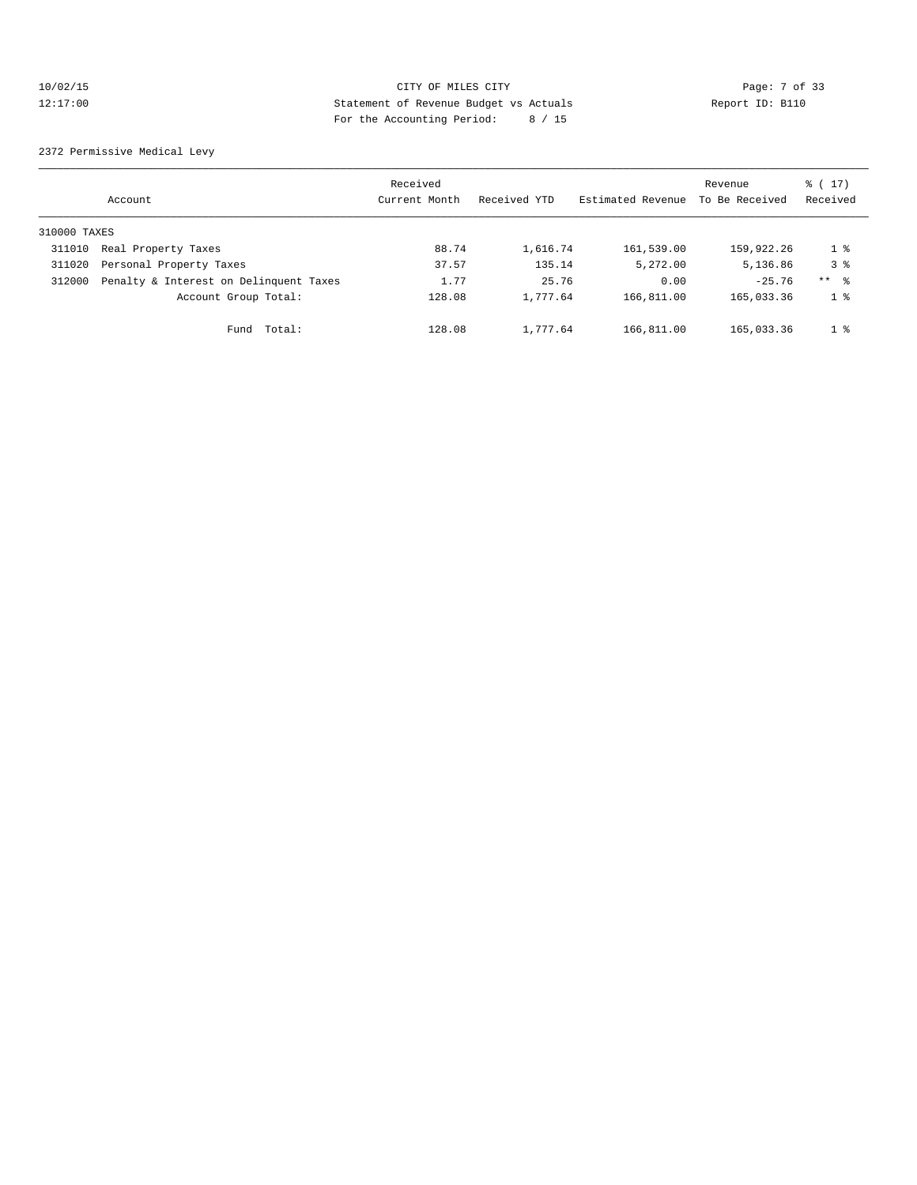CITY OF MILES CITY
Statement of Revenue Budget vs Actuals
For the Accounting Period: 8 / 15

2372 Permissive Medical Levy

| Account | Received Current Month | Received YTD | Estimated Revenue | Revenue To Be Received | % ( 17) Received |
|---|---|---|---|---|---|
| 310000 TAXES | | | | | |
| 311010 Real Property Taxes | 88.74 | 1,616.74 | 161,539.00 | 159,922.26 | 1 % |
| 311020 Personal Property Taxes | 37.57 | 135.14 | 5,272.00 | 5,136.86 | 3 % |
| 312000 Penalty & Interest on Delinquent Taxes | 1.77 | 25.76 | 0.00 | -25.76 | ** % |
| Account Group Total: | 128.08 | 1,777.64 | 166,811.00 | 165,033.36 | 1 % |
| Fund Total: | 128.08 | 1,777.64 | 166,811.00 | 165,033.36 | 1 % |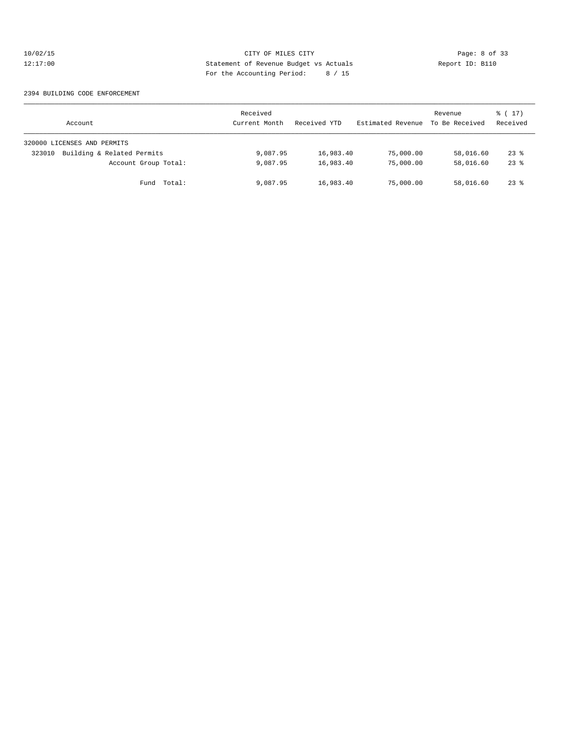CITY OF MILES CITY
Statement of Revenue Budget vs Actuals
For the Accounting Period: 8 / 15

10/02/15
12:17:00

Report ID: B110

2394 BUILDING CODE ENFORCEMENT

| Account | Received Current Month | Received YTD | Estimated Revenue | Revenue To Be Received | % ( 17) Received |
|---|---|---|---|---|---|
| 320000 LICENSES AND PERMITS | | | | | |
| 323010 Building & Related Permits | 9,087.95 | 16,983.40 | 75,000.00 | 58,016.60 | 23 % |
| Account Group Total: | 9,087.95 | 16,983.40 | 75,000.00 | 58,016.60 | 23 % |
| Fund Total: | 9,087.95 | 16,983.40 | 75,000.00 | 58,016.60 | 23 % |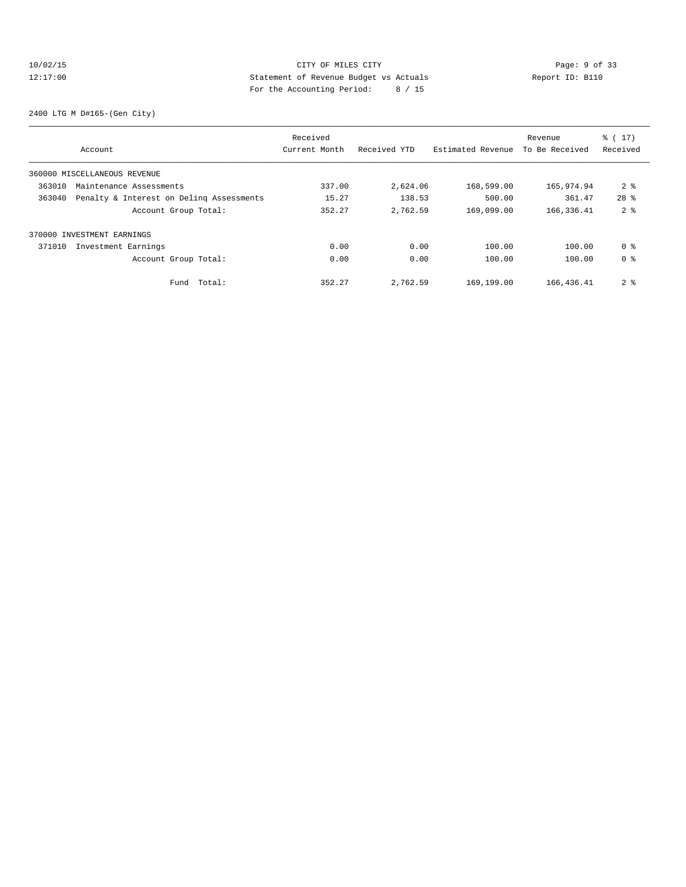CITY OF MILES CITY
Statement of Revenue Budget vs Actuals
For the Accounting Period: 8 / 15

10/02/15
12:17:00

Report ID: B110

2400 LTG M D#165-(Gen City)

| Account | Received Current Month | Received YTD | Estimated Revenue | Revenue To Be Received | % ( 17) Received |
|---|---|---|---|---|---|
| 360000 MISCELLANEOUS REVENUE | | | | | |
| 363010 Maintenance Assessments | 337.00 | 2,624.06 | 168,599.00 | 165,974.94 | 2 % |
| 363040 Penalty & Interest on Delinq Assessments | 15.27 | 138.53 | 500.00 | 361.47 | 28 % |
| Account Group Total: | 352.27 | 2,762.59 | 169,099.00 | 166,336.41 | 2 % |
| 370000 INVESTMENT EARNINGS | | | | | |
| 371010 Investment Earnings | 0.00 | 0.00 | 100.00 | 100.00 | 0 % |
| Account Group Total: | 0.00 | 0.00 | 100.00 | 100.00 | 0 % |
| Fund Total: | 352.27 | 2,762.59 | 169,199.00 | 166,436.41 | 2 % |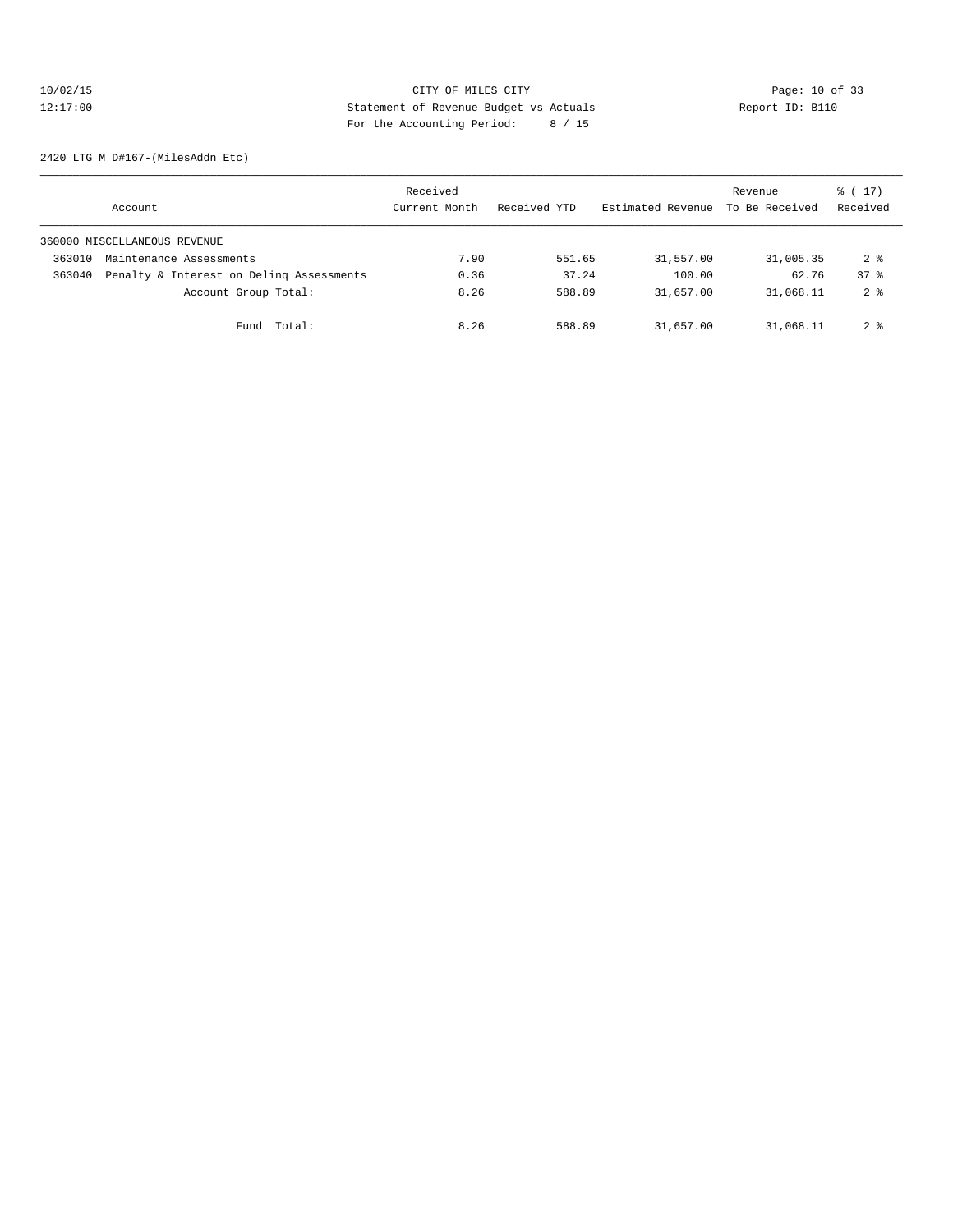CITY OF MILES CITY
Statement of Revenue Budget vs Actuals
For the Accounting Period: 8 / 15

10/02/15
12:17:00

Report ID: B110

2420 LTG M D#167-(MilesAddn Etc)

| Account | Received Current Month | Received YTD | Estimated Revenue | Revenue To Be Received | % ( 17) Received |
|---|---|---|---|---|---|
| 360000 MISCELLANEOUS REVENUE | | | | | |
| 363010 Maintenance Assessments | 7.90 | 551.65 | 31,557.00 | 31,005.35 | 2 % |
| 363040 Penalty & Interest on Delinq Assessments | 0.36 | 37.24 | 100.00 | 62.76 | 37 % |
| Account Group Total: | 8.26 | 588.89 | 31,657.00 | 31,068.11 | 2 % |
| Fund Total: | 8.26 | 588.89 | 31,657.00 | 31,068.11 | 2 % |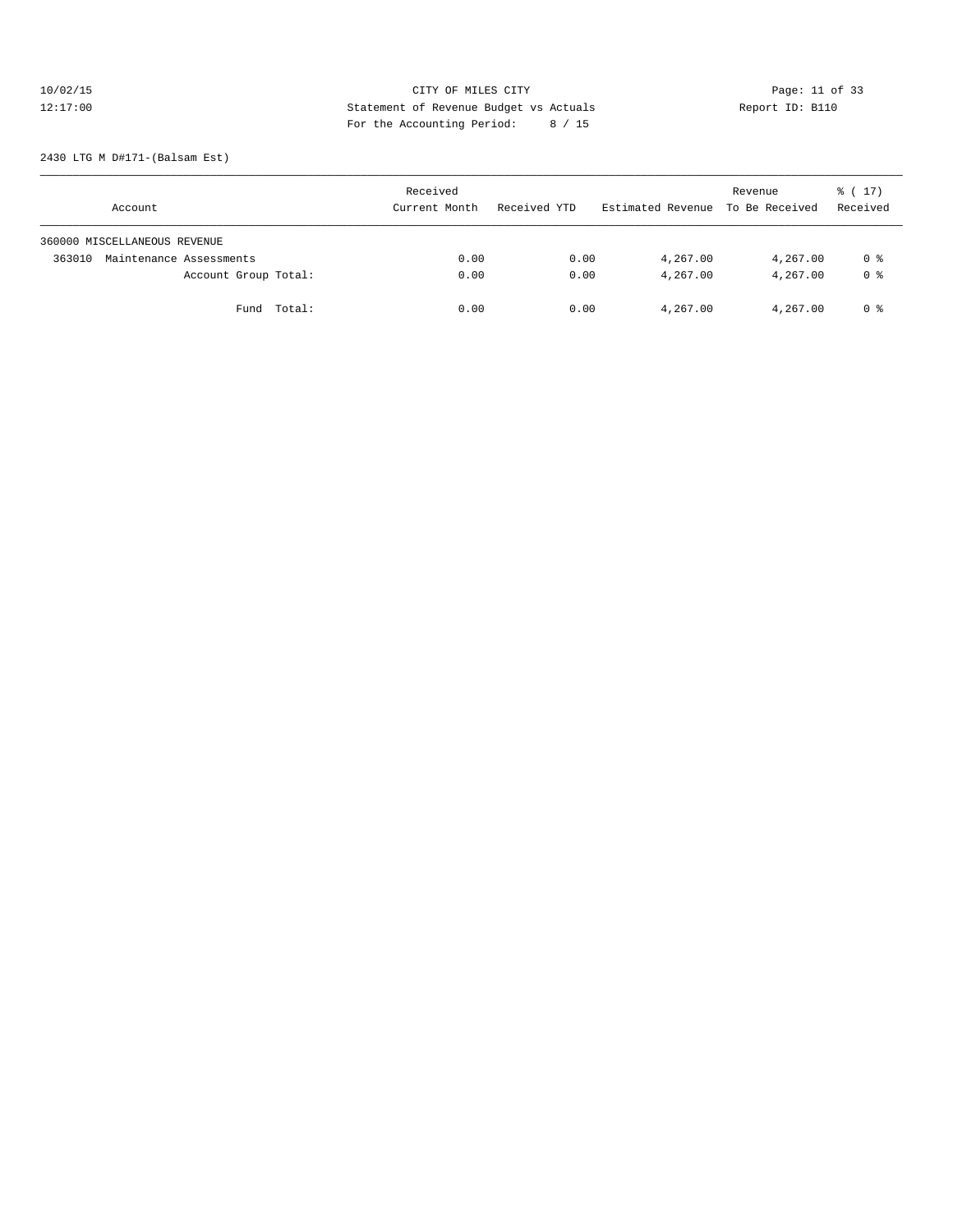CITY OF MILES CITY
Statement of Revenue Budget vs Actuals
For the Accounting Period: 8 / 15

10/02/15
12:17:00

Report ID: B110

2430 LTG M D#171-(Balsam Est)

| Account | Received Current Month | Received YTD | Estimated Revenue | Revenue To Be Received | % ( 17) Received |
|---|---|---|---|---|---|
| 360000 MISCELLANEOUS REVENUE | | | | | |
| 363010 Maintenance Assessments | 0.00 | 0.00 | 4,267.00 | 4,267.00 | 0 % |
| Account Group Total: | 0.00 | 0.00 | 4,267.00 | 4,267.00 | 0 % |
| Fund Total: | 0.00 | 0.00 | 4,267.00 | 4,267.00 | 0 % |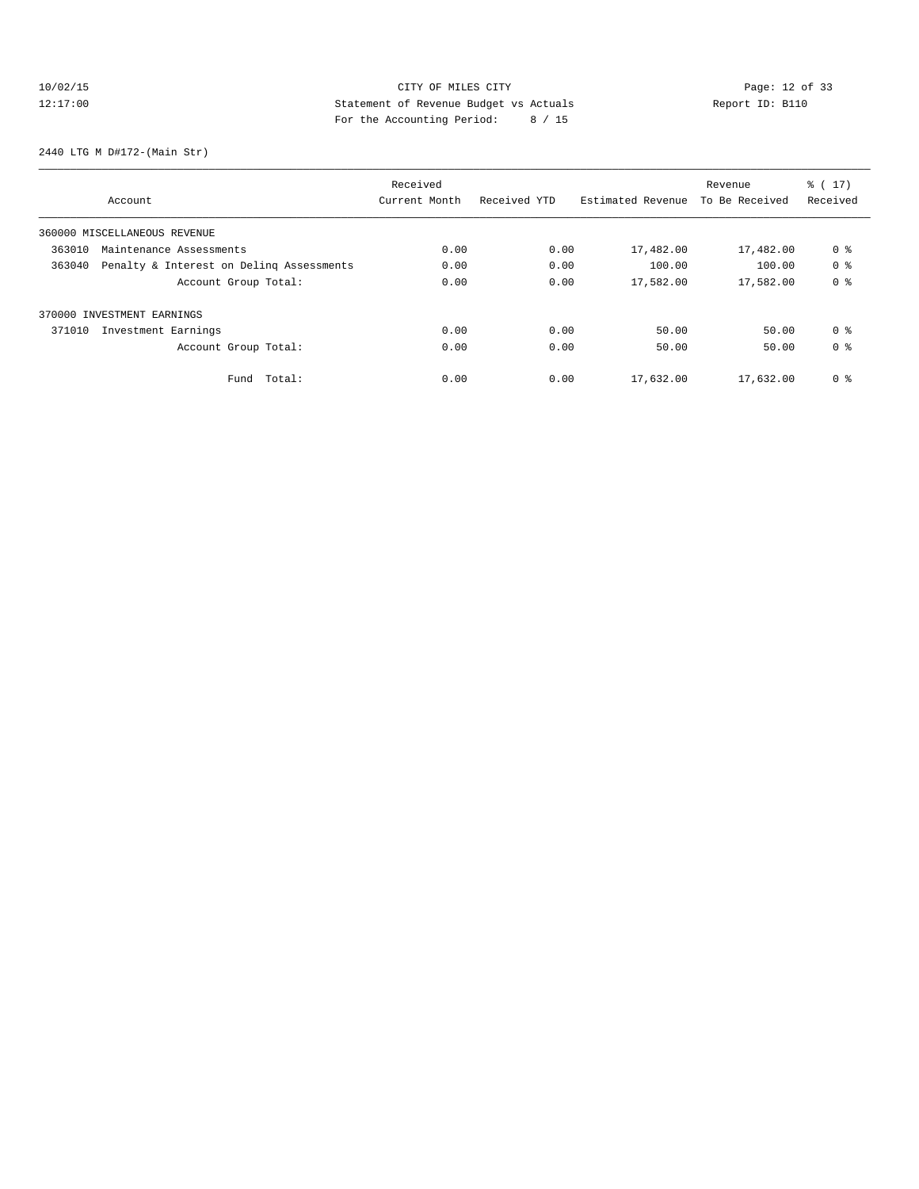CITY OF MILES CITY
Statement of Revenue Budget vs Actuals
For the Accounting Period: 8 / 15

10/02/15 12:17:00 — Report ID: B110

2440 LTG M D#172-(Main Str)

| Account | Received Current Month | Received YTD | Estimated Revenue | Revenue To Be Received | % ( 17) Received |
|---|---|---|---|---|---|
| 360000 MISCELLANEOUS REVENUE | | | | | |
| 363010 Maintenance Assessments | 0.00 | 0.00 | 17,482.00 | 17,482.00 | 0 % |
| 363040 Penalty & Interest on Delinq Assessments | 0.00 | 0.00 | 100.00 | 100.00 | 0 % |
| Account Group Total: | 0.00 | 0.00 | 17,582.00 | 17,582.00 | 0 % |
| 370000 INVESTMENT EARNINGS | | | | | |
| 371010 Investment Earnings | 0.00 | 0.00 | 50.00 | 50.00 | 0 % |
| Account Group Total: | 0.00 | 0.00 | 50.00 | 50.00 | 0 % |
| Fund Total: | 0.00 | 0.00 | 17,632.00 | 17,632.00 | 0 % |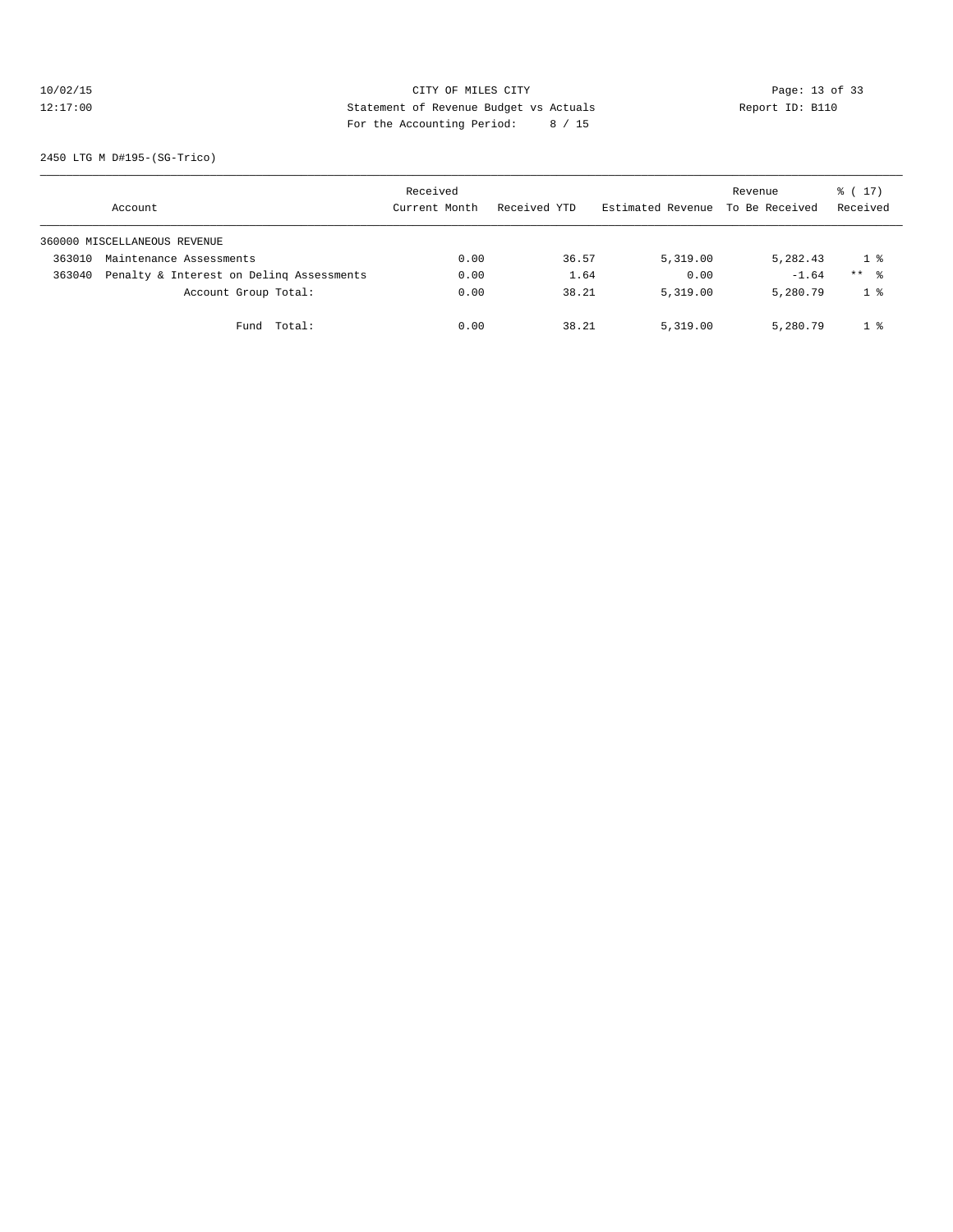CITY OF MILES CITY
Statement of Revenue Budget vs Actuals
For the Accounting Period: 8 / 15

10/02/15
12:17:00

Report ID: B110

2450 LTG M D#195-(SG-Trico)

| Account | Received Current Month | Received YTD | Estimated Revenue | Revenue To Be Received | % ( 17) Received |
|---|---|---|---|---|---|
| 360000 MISCELLANEOUS REVENUE | | | | | |
| 363010 Maintenance Assessments | 0.00 | 36.57 | 5,319.00 | 5,282.43 | 1 % |
| 363040 Penalty & Interest on Delinq Assessments | 0.00 | 1.64 | 0.00 | -1.64 | ** % |
| Account Group Total: | 0.00 | 38.21 | 5,319.00 | 5,280.79 | 1 % |
| Fund Total: | 0.00 | 38.21 | 5,319.00 | 5,280.79 | 1 % |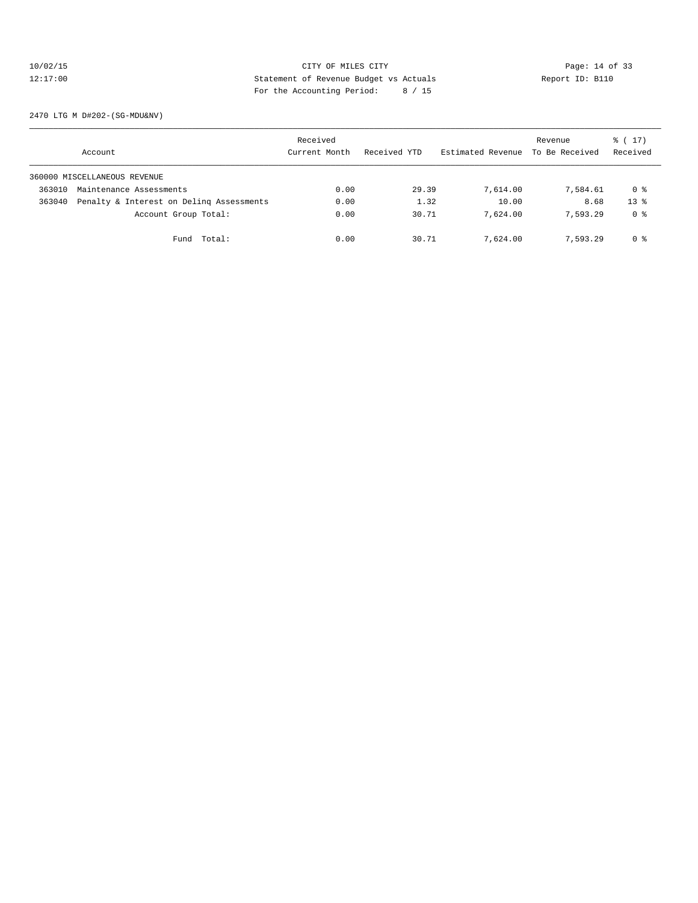CITY OF MILES CITY

Statement of Revenue Budget vs Actuals

For the Accounting Period: 8 / 15

10/02/15
12:17:00

Report ID: B110

2470 LTG M D#202-(SG-MDU&NV)

| Account | | Received Current Month | Received YTD | Estimated Revenue | Revenue To Be Received | % ( 17) Received |
|---|---|---|---|---|---|---|
| 360000 MISCELLANEOUS REVENUE | | | | | | |
| 363010 | Maintenance Assessments | 0.00 | 29.39 | 7,614.00 | 7,584.61 | 0 % |
| 363040 | Penalty & Interest on Delinq Assessments | 0.00 | 1.32 | 10.00 | 8.68 | 13 % |
| | Account Group Total: | 0.00 | 30.71 | 7,624.00 | 7,593.29 | 0 % |
| | Fund Total: | 0.00 | 30.71 | 7,624.00 | 7,593.29 | 0 % |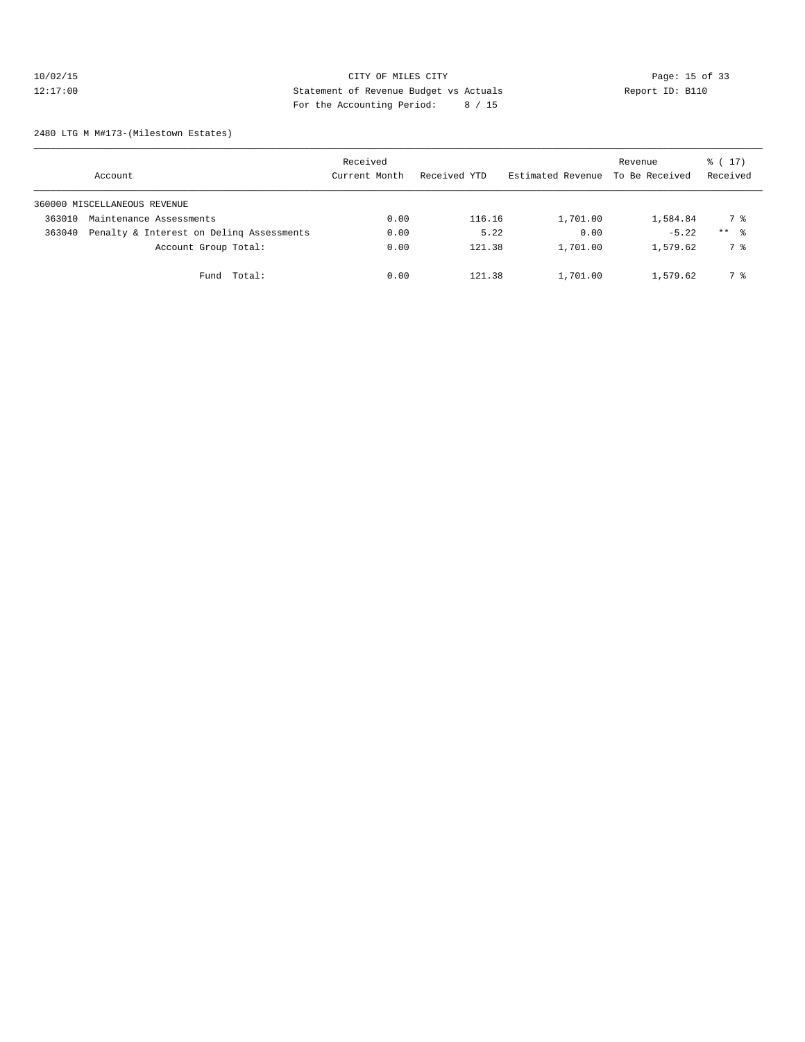CITY OF MILES CITY

Statement of Revenue Budget vs Actuals

For the Accounting Period: 8 / 15

Report ID: B110

2480 LTG M M#173-(Milestown Estates)

| Account | Received Current Month | Received YTD | Estimated Revenue | Revenue To Be Received | % ( 17) Received |
|---|---|---|---|---|---|
| 360000 MISCELLANEOUS REVENUE | | | | | |
| 363010 Maintenance Assessments | 0.00 | 116.16 | 1,701.00 | 1,584.84 | 7 % |
| 363040 Penalty & Interest on Delinq Assessments | 0.00 | 5.22 | 0.00 | -5.22 | ** % |
| Account Group Total: | 0.00 | 121.38 | 1,701.00 | 1,579.62 | 7 % |
| Fund Total: | 0.00 | 121.38 | 1,701.00 | 1,579.62 | 7 % |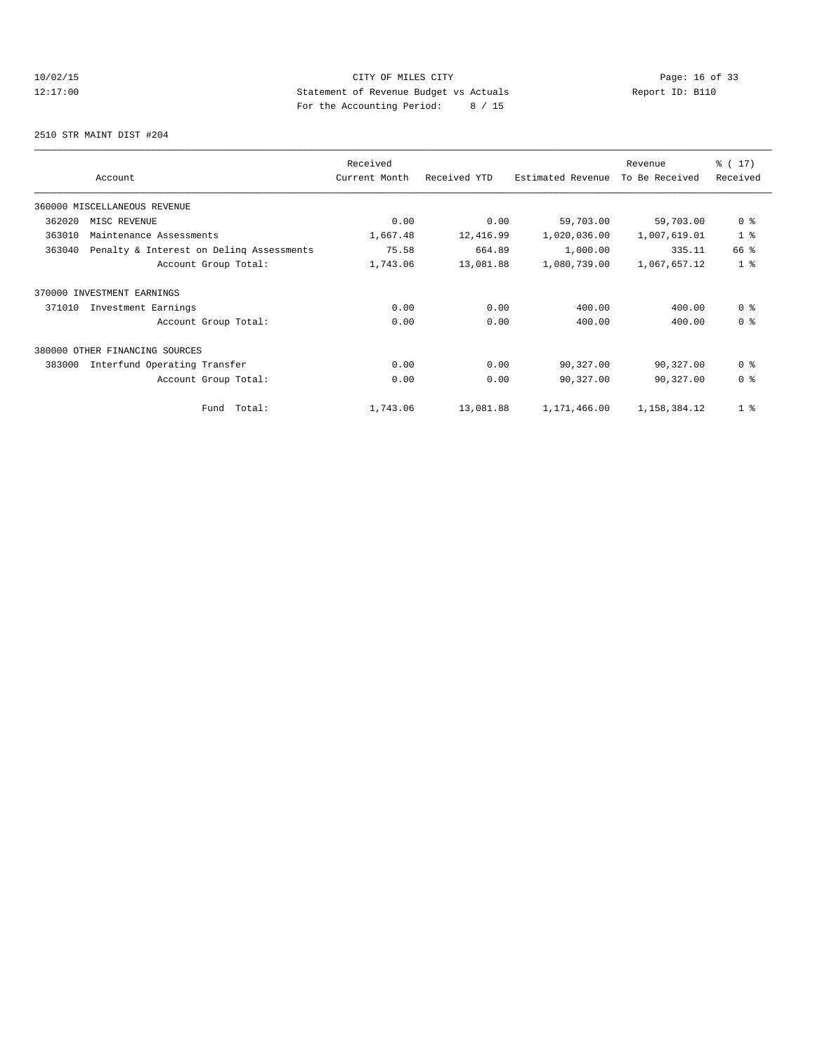CITY OF MILES CITY
Statement of Revenue Budget vs Actuals
For the Accounting Period: 8 / 15

10/02/15
12:17:00

Report ID: B110

2510 STR MAINT DIST #204

| Account | Received Current Month | Received YTD | Estimated Revenue | Revenue To Be Received | % ( 17) Received |
|---|---|---|---|---|---|
| 360000 MISCELLANEOUS REVENUE | | | | | |
| 362020 MISC REVENUE | 0.00 | 0.00 | 59,703.00 | 59,703.00 | 0 % |
| 363010 Maintenance Assessments | 1,667.48 | 12,416.99 | 1,020,036.00 | 1,007,619.01 | 1 % |
| 363040 Penalty & Interest on Delinq Assessments | 75.58 | 664.89 | 1,000.00 | 335.11 | 66 % |
| Account Group Total: | 1,743.06 | 13,081.88 | 1,080,739.00 | 1,067,657.12 | 1 % |
| 370000 INVESTMENT EARNINGS | | | | | |
| 371010 Investment Earnings | 0.00 | 0.00 | 400.00 | 400.00 | 0 % |
| Account Group Total: | 0.00 | 0.00 | 400.00 | 400.00 | 0 % |
| 380000 OTHER FINANCING SOURCES | | | | | |
| 383000 Interfund Operating Transfer | 0.00 | 0.00 | 90,327.00 | 90,327.00 | 0 % |
| Account Group Total: | 0.00 | 0.00 | 90,327.00 | 90,327.00 | 0 % |
| Fund Total: | 1,743.06 | 13,081.88 | 1,171,466.00 | 1,158,384.12 | 1 % |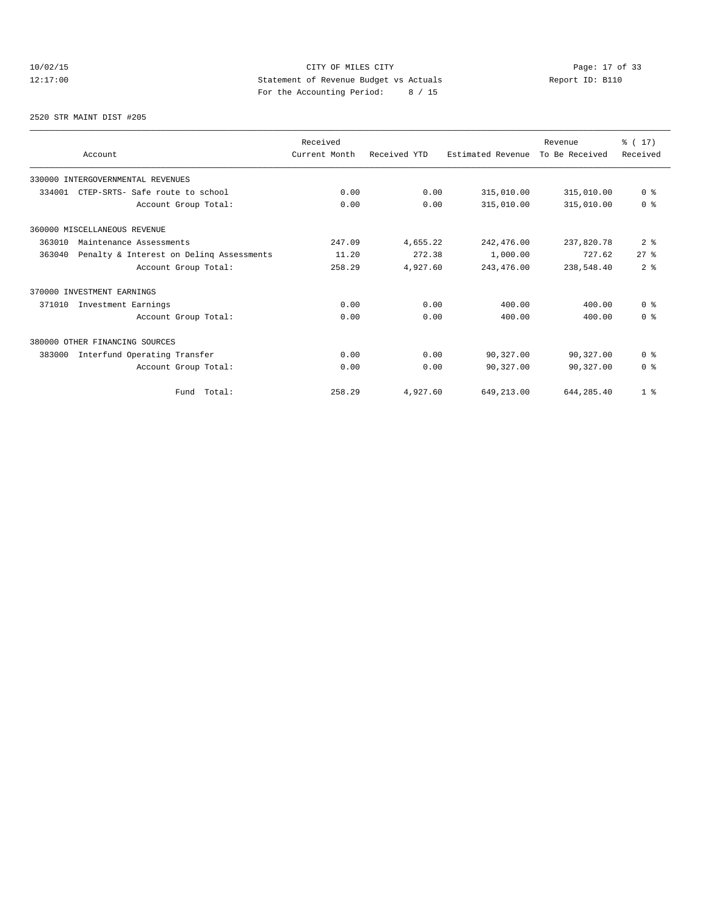CITY OF MILES CITY
Statement of Revenue Budget vs Actuals
For the Accounting Period: 8 / 15

2520 STR MAINT DIST #205

| Account | Received Current Month | Received YTD | Estimated Revenue | Revenue To Be Received | % ( 17) Received |
|---|---|---|---|---|---|
| 330000 INTERGOVERNMENTAL REVENUES | | | | | |
| 334001 CTEP-SRTS- Safe route to school | 0.00 | 0.00 | 315,010.00 | 315,010.00 | 0 % |
| Account Group Total: | 0.00 | 0.00 | 315,010.00 | 315,010.00 | 0 % |
| 360000 MISCELLANEOUS REVENUE | | | | | |
| 363010 Maintenance Assessments | 247.09 | 4,655.22 | 242,476.00 | 237,820.78 | 2 % |
| 363040 Penalty & Interest on Delinq Assessments | 11.20 | 272.38 | 1,000.00 | 727.62 | 27 % |
| Account Group Total: | 258.29 | 4,927.60 | 243,476.00 | 238,548.40 | 2 % |
| 370000 INVESTMENT EARNINGS | | | | | |
| 371010 Investment Earnings | 0.00 | 0.00 | 400.00 | 400.00 | 0 % |
| Account Group Total: | 0.00 | 0.00 | 400.00 | 400.00 | 0 % |
| 380000 OTHER FINANCING SOURCES | | | | | |
| 383000 Interfund Operating Transfer | 0.00 | 0.00 | 90,327.00 | 90,327.00 | 0 % |
| Account Group Total: | 0.00 | 0.00 | 90,327.00 | 90,327.00 | 0 % |
| Fund Total: | 258.29 | 4,927.60 | 649,213.00 | 644,285.40 | 1 % |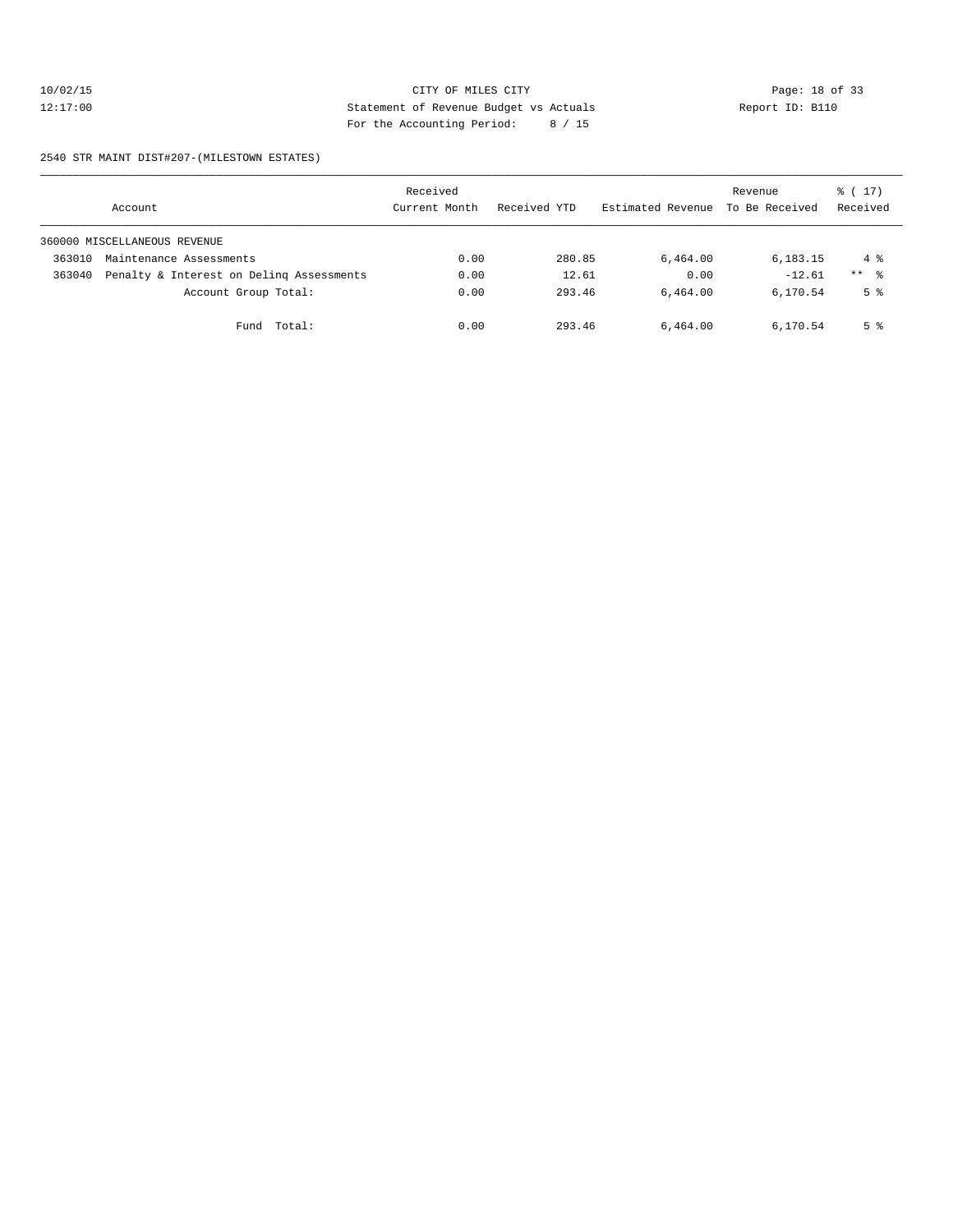CITY OF MILES CITY

Statement of Revenue Budget vs Actuals

For the Accounting Period: 8 / 15

10/02/15 12:17:00 Report ID: B110

2540 STR MAINT DIST#207-(MILESTOWN ESTATES)

| Account | | Received Current Month | Received YTD | Estimated Revenue | Revenue To Be Received | % ( 17) Received |
|---|---|---|---|---|---|---|
| 360000 MISCELLANEOUS REVENUE | | | | | | |
| 363010 | Maintenance Assessments | 0.00 | 280.85 | 6,464.00 | 6,183.15 | 4 % |
| 363040 | Penalty & Interest on Delinq Assessments | 0.00 | 12.61 | 0.00 | -12.61 | ** % |
| | Account Group Total: | 0.00 | 293.46 | 6,464.00 | 6,170.54 | 5 % |
| | Fund Total: | 0.00 | 293.46 | 6,464.00 | 6,170.54 | 5 % |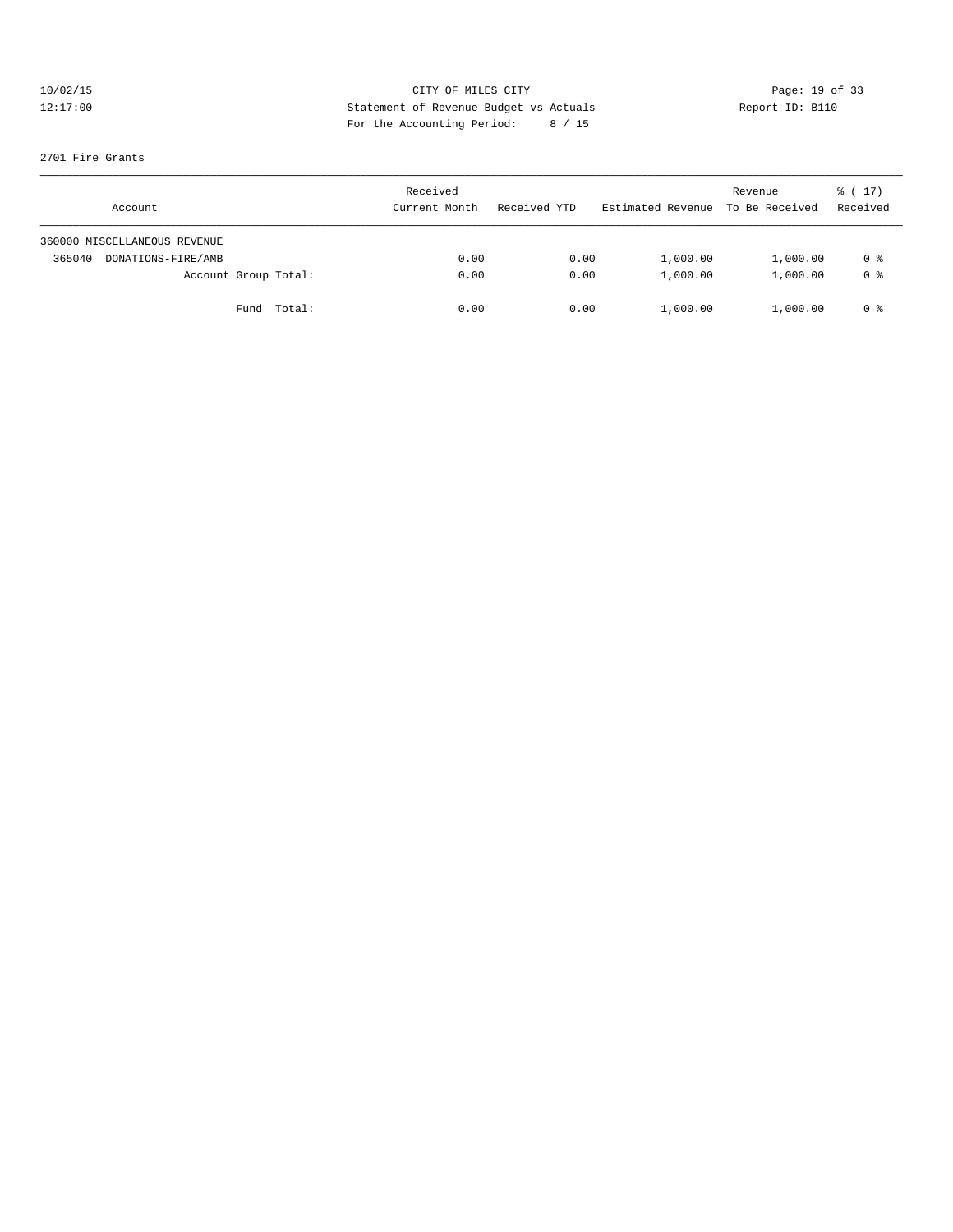CITY OF MILES CITY

Statement of Revenue Budget vs Actuals

For the Accounting Period: 8 / 15

10/02/15
12:17:00

Report ID: B110

2701 Fire Grants

| Account | Received Current Month | Received YTD | Estimated Revenue | Revenue To Be Received | % ( 17) Received |
|---|---|---|---|---|---|
| 360000 MISCELLANEOUS REVENUE | | | | | |
| 365040 DONATIONS-FIRE/AMB | 0.00 | 0.00 | 1,000.00 | 1,000.00 | 0 % |
| Account Group Total: | 0.00 | 0.00 | 1,000.00 | 1,000.00 | 0 % |
| Fund Total: | 0.00 | 0.00 | 1,000.00 | 1,000.00 | 0 % |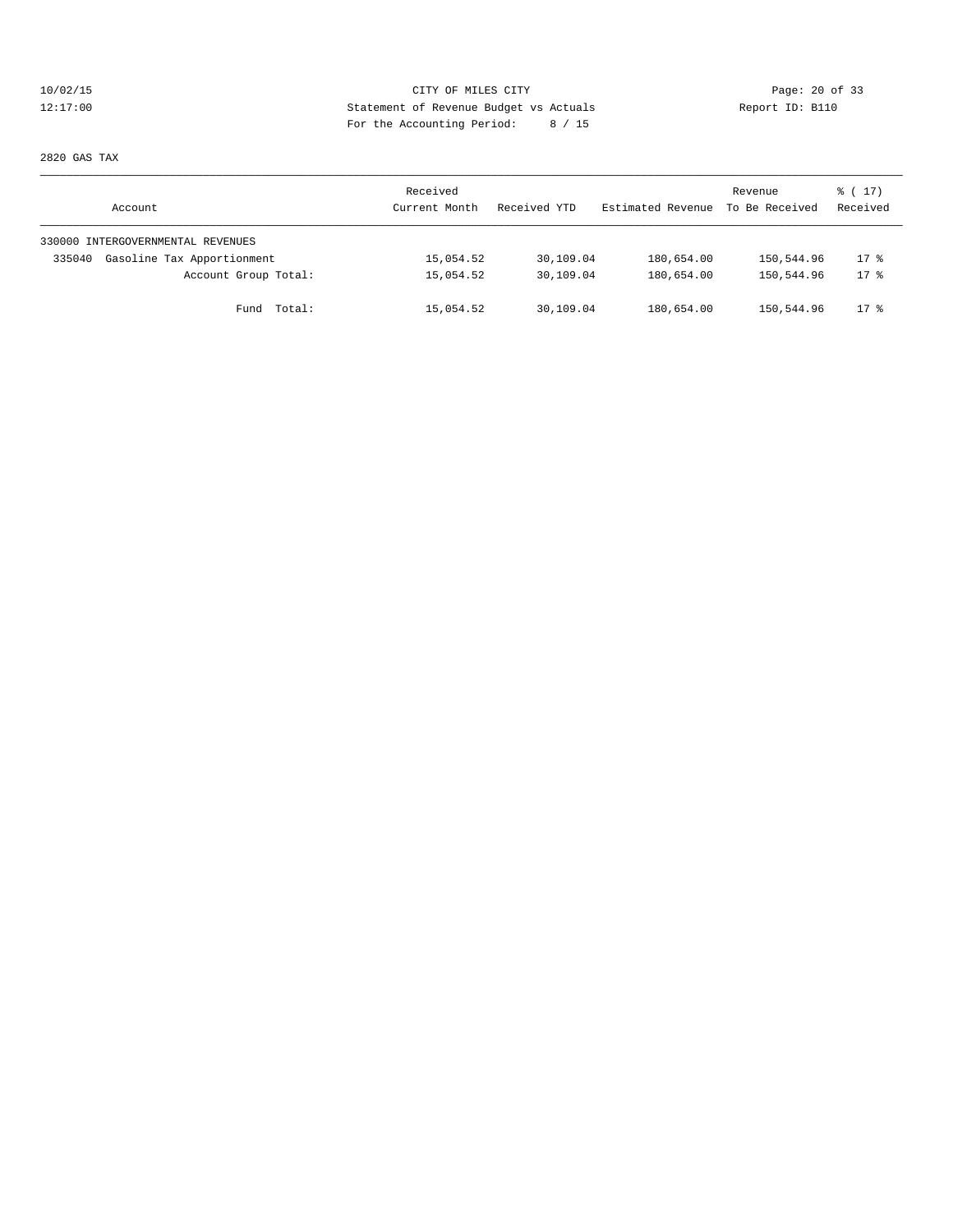CITY OF MILES CITY
Statement of Revenue Budget vs Actuals
For the Accounting Period: 8 / 15

10/02/15
12:17:00

Report ID: B110

2820 GAS TAX

| Account | Received Current Month | Received YTD | Estimated Revenue | Revenue To Be Received | % ( 17) Received |
|---|---|---|---|---|---|
| 330000 INTERGOVERNMENTAL REVENUES | | | | | |
| 335040 Gasoline Tax Apportionment | 15,054.52 | 30,109.04 | 180,654.00 | 150,544.96 | 17 % |
| Account Group Total: | 15,054.52 | 30,109.04 | 180,654.00 | 150,544.96 | 17 % |
| Fund Total: | 15,054.52 | 30,109.04 | 180,654.00 | 150,544.96 | 17 % |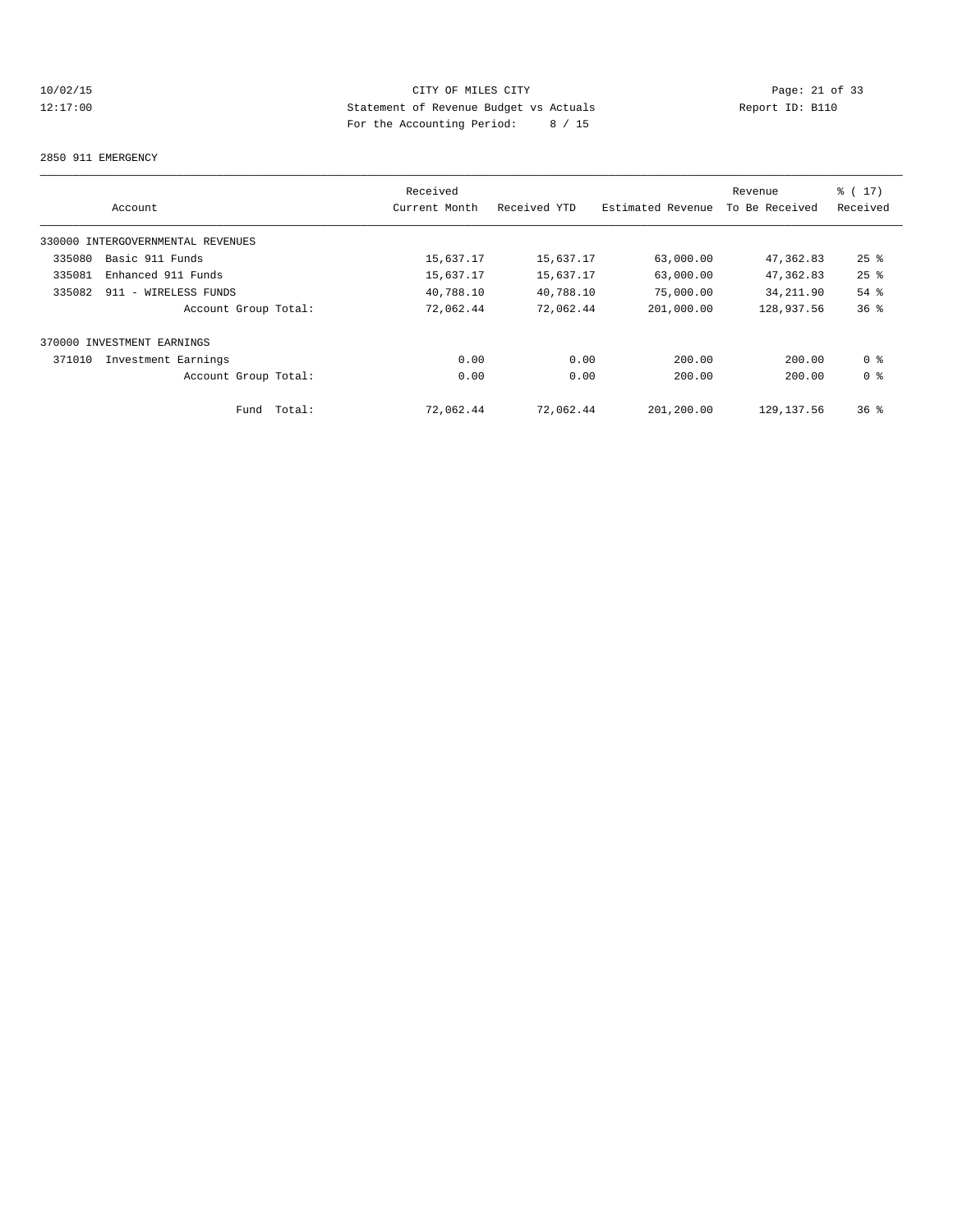CITY OF MILES CITY

Statement of Revenue Budget vs Actuals

For the Accounting Period: 8 / 15

10/02/15
12:17:00

Report ID: B110

2850 911 EMERGENCY

| Account | Received Current Month | Received YTD | Estimated Revenue | Revenue To Be Received | % ( 17) Received |
|---|---|---|---|---|---|
| 330000 INTERGOVERNMENTAL REVENUES | | | | | |
| 335080 Basic 911 Funds | 15,637.17 | 15,637.17 | 63,000.00 | 47,362.83 | 25 % |
| 335081 Enhanced 911 Funds | 15,637.17 | 15,637.17 | 63,000.00 | 47,362.83 | 25 % |
| 335082 911 - WIRELESS FUNDS | 40,788.10 | 40,788.10 | 75,000.00 | 34,211.90 | 54 % |
| Account Group Total: | 72,062.44 | 72,062.44 | 201,000.00 | 128,937.56 | 36 % |
| 370000 INVESTMENT EARNINGS | | | | | |
| 371010 Investment Earnings | 0.00 | 0.00 | 200.00 | 200.00 | 0 % |
| Account Group Total: | 0.00 | 0.00 | 200.00 | 200.00 | 0 % |
| Fund Total: | 72,062.44 | 72,062.44 | 201,200.00 | 129,137.56 | 36 % |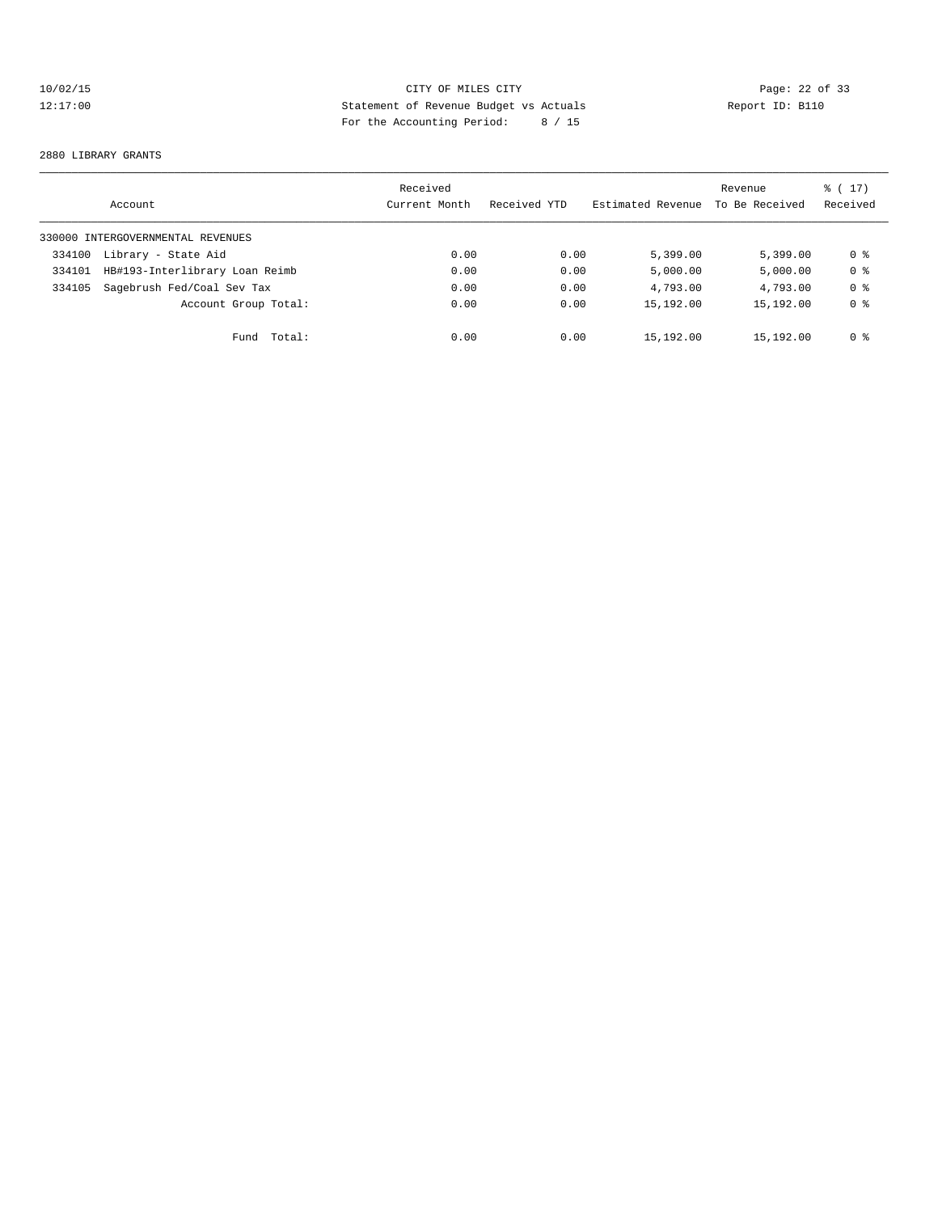CITY OF MILES CITY
Statement of Revenue Budget vs Actuals
For the Accounting Period: 8 / 15

10/02/15
12:17:00

Report ID: B110

2880 LIBRARY GRANTS

| Account | Received Current Month | Received YTD | Estimated Revenue | Revenue To Be Received | % ( 17) Received |
|---|---|---|---|---|---|
| 330000 INTERGOVERNMENTAL REVENUES | | | | | |
| 334100 Library - State Aid | 0.00 | 0.00 | 5,399.00 | 5,399.00 | 0 % |
| 334101 HB#193-Interlibrary Loan Reimb | 0.00 | 0.00 | 5,000.00 | 5,000.00 | 0 % |
| 334105 Sagebrush Fed/Coal Sev Tax | 0.00 | 0.00 | 4,793.00 | 4,793.00 | 0 % |
| Account Group Total: | 0.00 | 0.00 | 15,192.00 | 15,192.00 | 0 % |
| Fund Total: | 0.00 | 0.00 | 15,192.00 | 15,192.00 | 0 % |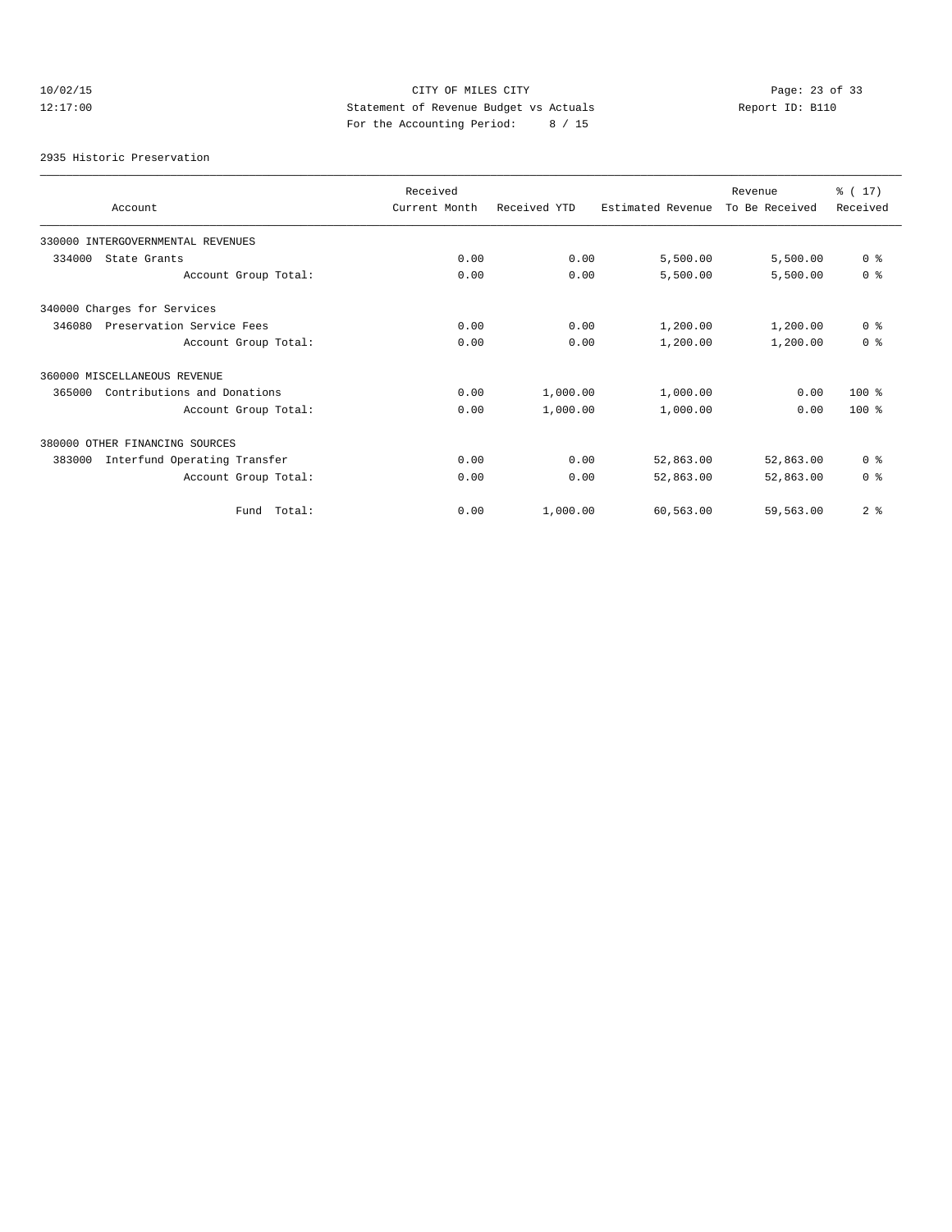CITY OF MILES CITY
Statement of Revenue Budget vs Actuals
For the Accounting Period: 8 / 15

10/02/15
12:17:00

Report ID: B110

2935 Historic Preservation

| Account | Received Current Month | Received YTD | Estimated Revenue | Revenue To Be Received | % ( 17) Received |
|---|---|---|---|---|---|
| 330000 INTERGOVERNMENTAL REVENUES | | | | | |
| 334000 State Grants | 0.00 | 0.00 | 5,500.00 | 5,500.00 | 0 % |
| Account Group Total: | 0.00 | 0.00 | 5,500.00 | 5,500.00 | 0 % |
| 340000 Charges for Services | | | | | |
| 346080 Preservation Service Fees | 0.00 | 0.00 | 1,200.00 | 1,200.00 | 0 % |
| Account Group Total: | 0.00 | 0.00 | 1,200.00 | 1,200.00 | 0 % |
| 360000 MISCELLANEOUS REVENUE | | | | | |
| 365000 Contributions and Donations | 0.00 | 1,000.00 | 1,000.00 | 0.00 | 100 % |
| Account Group Total: | 0.00 | 1,000.00 | 1,000.00 | 0.00 | 100 % |
| 380000 OTHER FINANCING SOURCES | | | | | |
| 383000 Interfund Operating Transfer | 0.00 | 0.00 | 52,863.00 | 52,863.00 | 0 % |
| Account Group Total: | 0.00 | 0.00 | 52,863.00 | 52,863.00 | 0 % |
| Fund Total: | 0.00 | 1,000.00 | 60,563.00 | 59,563.00 | 2 % |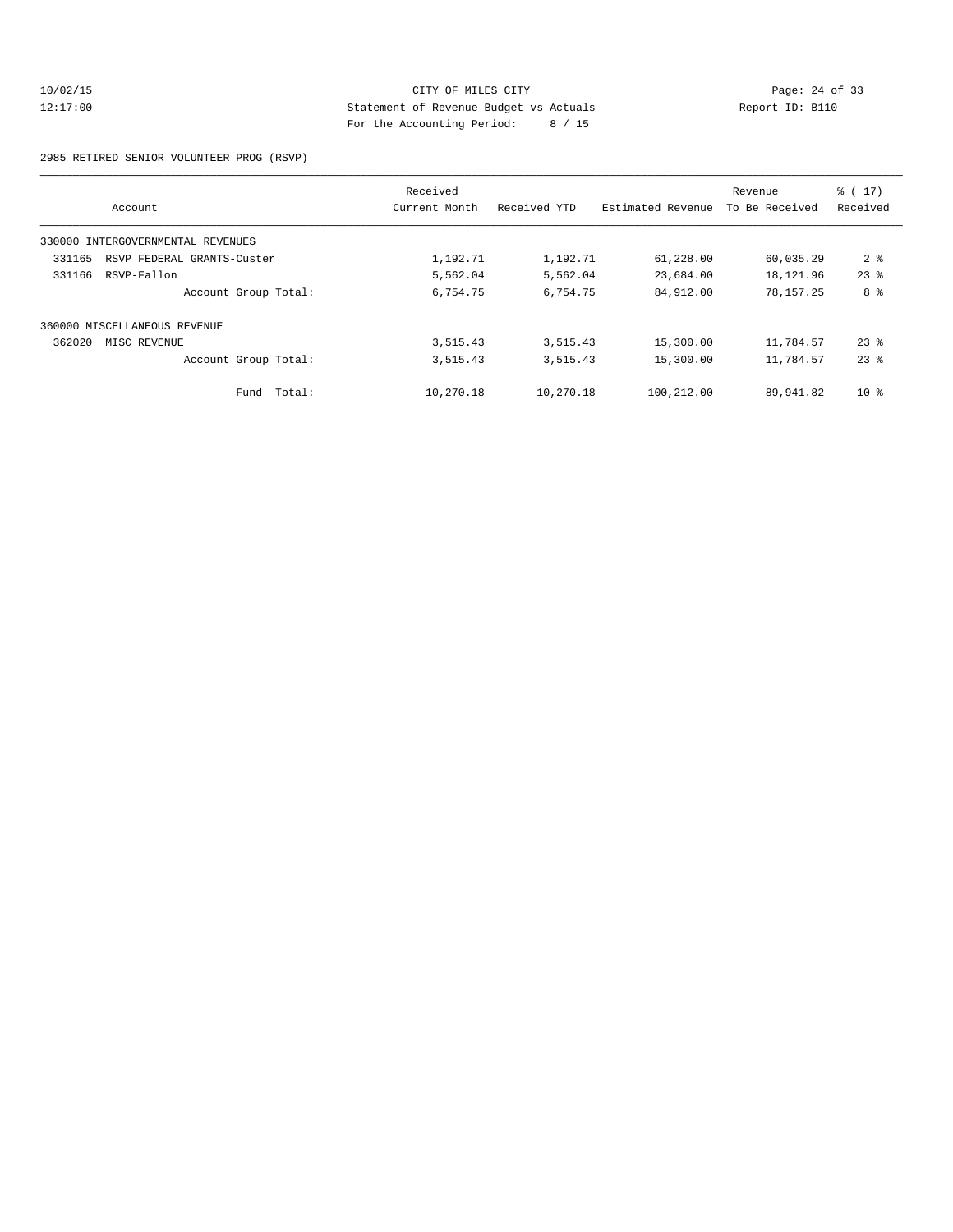CITY OF MILES CITY
Statement of Revenue Budget vs Actuals
For the Accounting Period: 8 / 15

10/02/15
12:17:00

Report ID: B110

2985 RETIRED SENIOR VOLUNTEER PROG (RSVP)

| Account | Received Current Month | Received YTD | Estimated Revenue | Revenue To Be Received | % ( 17) Received |
|---|---|---|---|---|---|
| 330000 INTERGOVERNMENTAL REVENUES | | | | | |
| 331165 RSVP FEDERAL GRANTS-Custer | 1,192.71 | 1,192.71 | 61,228.00 | 60,035.29 | 2 % |
| 331166 RSVP-Fallon | 5,562.04 | 5,562.04 | 23,684.00 | 18,121.96 | 23 % |
| Account Group Total: | 6,754.75 | 6,754.75 | 84,912.00 | 78,157.25 | 8 % |
| 360000 MISCELLANEOUS REVENUE | | | | | |
| 362020 MISC REVENUE | 3,515.43 | 3,515.43 | 15,300.00 | 11,784.57 | 23 % |
| Account Group Total: | 3,515.43 | 3,515.43 | 15,300.00 | 11,784.57 | 23 % |
| Fund Total: | 10,270.18 | 10,270.18 | 100,212.00 | 89,941.82 | 10 % |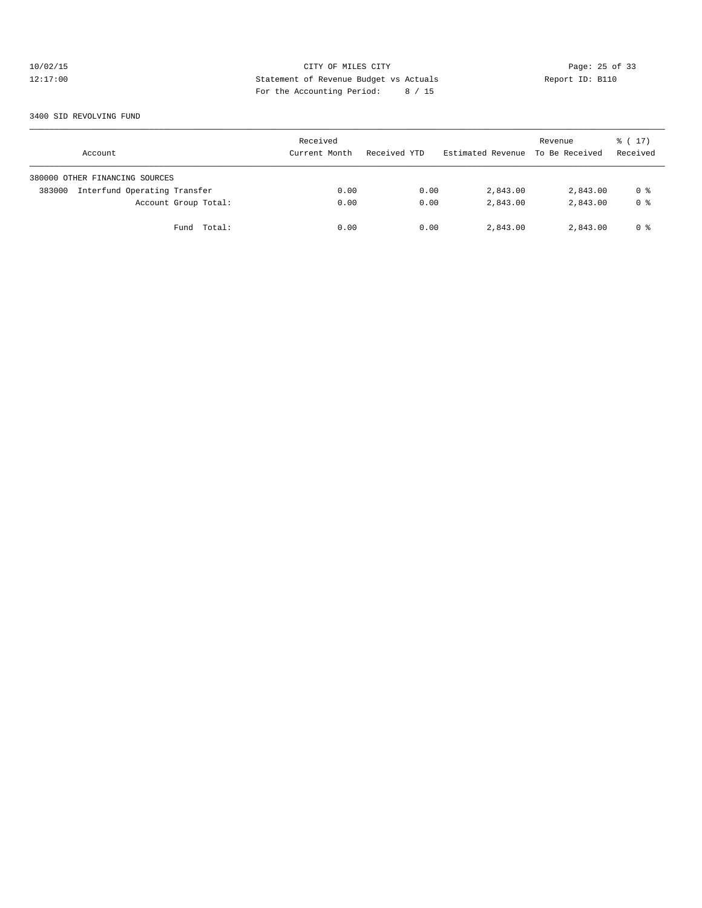CITY OF MILES CITY
Statement of Revenue Budget vs Actuals
For the Accounting Period: 8 / 15

10/02/15
12:17:00

Report ID: B110

3400 SID REVOLVING FUND

| Account | Received Current Month | Received YTD | Estimated Revenue | Revenue To Be Received | % ( 17) Received |
|---|---|---|---|---|---|
| 380000 OTHER FINANCING SOURCES | | | | | |
| 383000 Interfund Operating Transfer | 0.00 | 0.00 | 2,843.00 | 2,843.00 | 0 % |
| Account Group Total: | 0.00 | 0.00 | 2,843.00 | 2,843.00 | 0 % |
| Fund Total: | 0.00 | 0.00 | 2,843.00 | 2,843.00 | 0 % |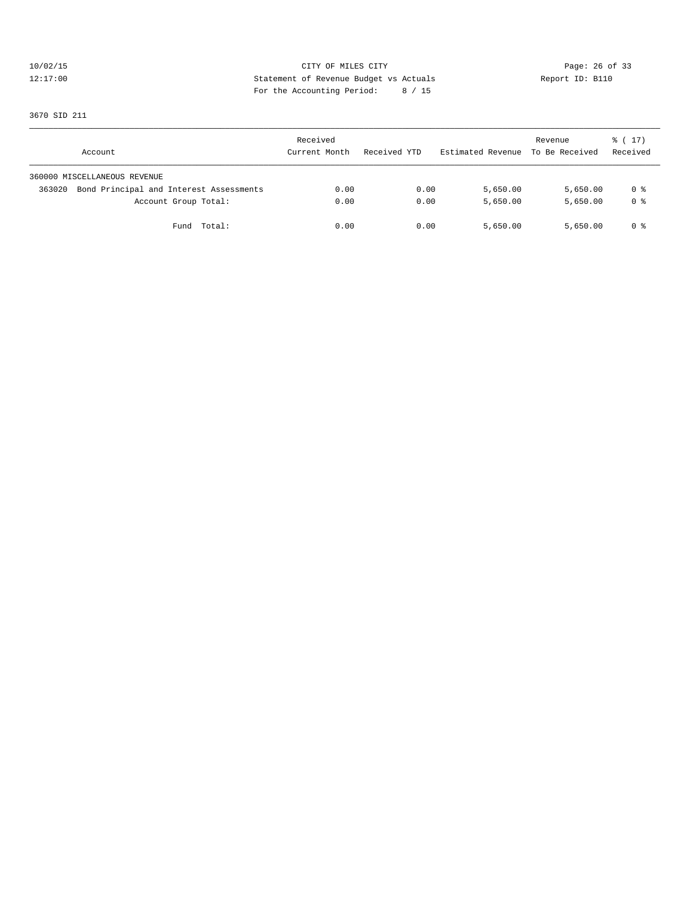CITY OF MILES CITY
Statement of Revenue Budget vs Actuals
For the Accounting Period: 8 / 15

10/02/15
12:17:00

Report ID: B110

3670 SID 211

| Account | Received Current Month | Received YTD | Estimated Revenue | Revenue To Be Received | % ( 17) Received |
|---|---|---|---|---|---|
| 360000 MISCELLANEOUS REVENUE | | | | | |
| 363020 Bond Principal and Interest Assessments | 0.00 | 0.00 | 5,650.00 | 5,650.00 | 0 % |
| Account Group Total: | 0.00 | 0.00 | 5,650.00 | 5,650.00 | 0 % |
| Fund Total: | 0.00 | 0.00 | 5,650.00 | 5,650.00 | 0 % |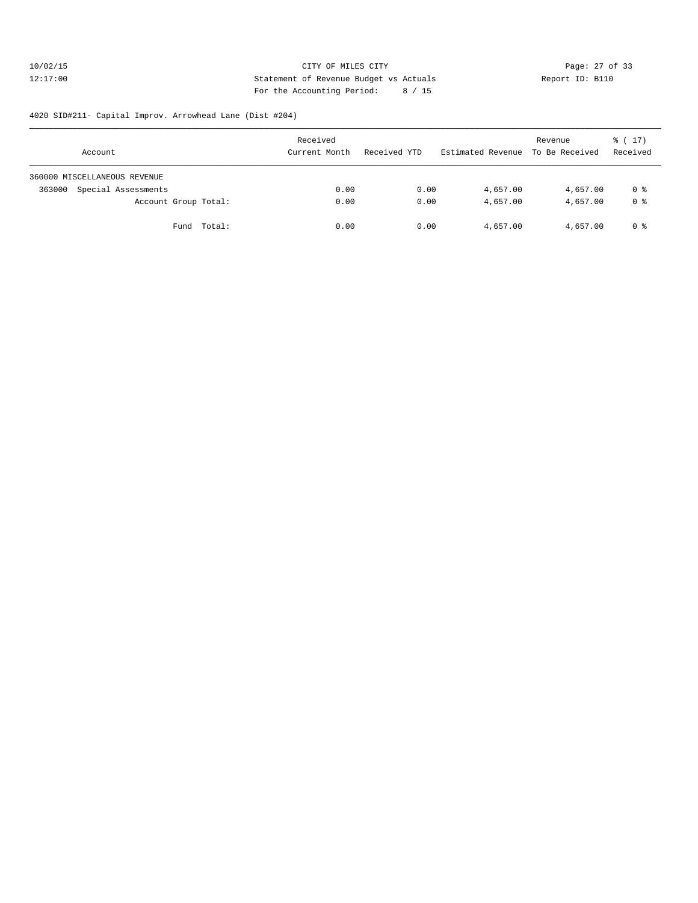CITY OF MILES CITY
Statement of Revenue Budget vs Actuals
For the Accounting Period: 8 / 15

10/02/15
12:17:00

Report ID: B110

4020 SID#211- Capital Improv. Arrowhead Lane (Dist #204)

| Account | Received Current Month | Received YTD | Estimated Revenue | Revenue To Be Received | % ( 17) Received |
|---|---|---|---|---|---|
| 360000 MISCELLANEOUS REVENUE | | | | | |
| 363000 Special Assessments | 0.00 | 0.00 | 4,657.00 | 4,657.00 | 0 % |
| Account Group Total: | 0.00 | 0.00 | 4,657.00 | 4,657.00 | 0 % |
| Fund Total: | 0.00 | 0.00 | 4,657.00 | 4,657.00 | 0 % |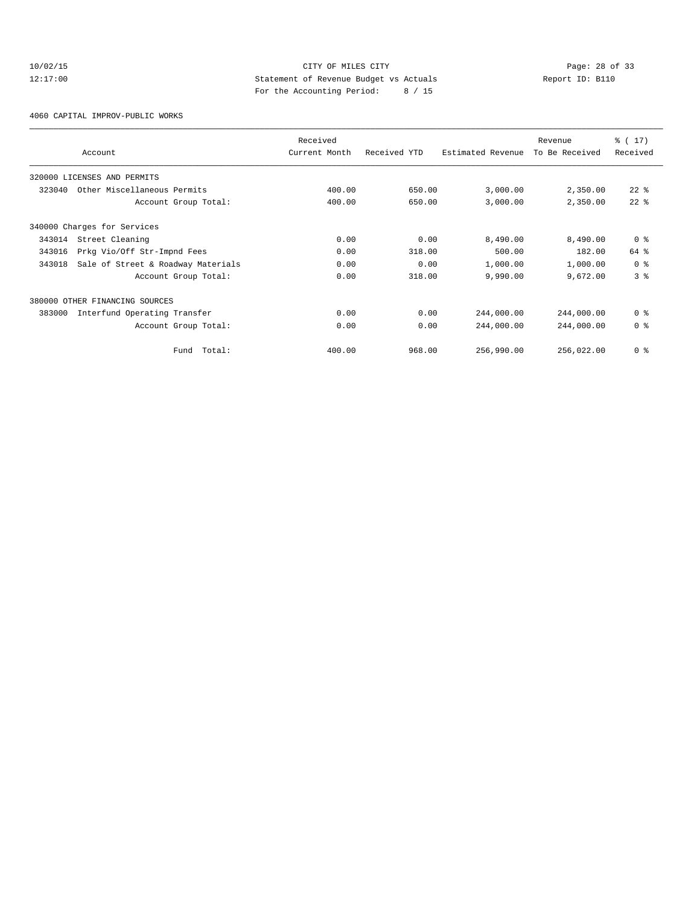CITY OF MILES CITY

Statement of Revenue Budget vs Actuals

For the Accounting Period: 8 / 15

10/02/15 12:17:00 — Report ID: B110

4060 CAPITAL IMPROV-PUBLIC WORKS

| Account | Received Current Month | Received YTD | Estimated Revenue | Revenue To Be Received | % ( 17) Received |
|---|---|---|---|---|---|
| 320000 LICENSES AND PERMITS | | | | | |
| 323040 Other Miscellaneous Permits | 400.00 | 650.00 | 3,000.00 | 2,350.00 | 22 % |
| Account Group Total: | 400.00 | 650.00 | 3,000.00 | 2,350.00 | 22 % |
| 340000 Charges for Services | | | | | |
| 343014 Street Cleaning | 0.00 | 0.00 | 8,490.00 | 8,490.00 | 0 % |
| 343016 Prkg Vio/Off Str-Impnd Fees | 0.00 | 318.00 | 500.00 | 182.00 | 64 % |
| 343018 Sale of Street & Roadway Materials | 0.00 | 0.00 | 1,000.00 | 1,000.00 | 0 % |
| Account Group Total: | 0.00 | 318.00 | 9,990.00 | 9,672.00 | 3 % |
| 380000 OTHER FINANCING SOURCES | | | | | |
| 383000 Interfund Operating Transfer | 0.00 | 0.00 | 244,000.00 | 244,000.00 | 0 % |
| Account Group Total: | 0.00 | 0.00 | 244,000.00 | 244,000.00 | 0 % |
| Fund Total: | 400.00 | 968.00 | 256,990.00 | 256,022.00 | 0 % |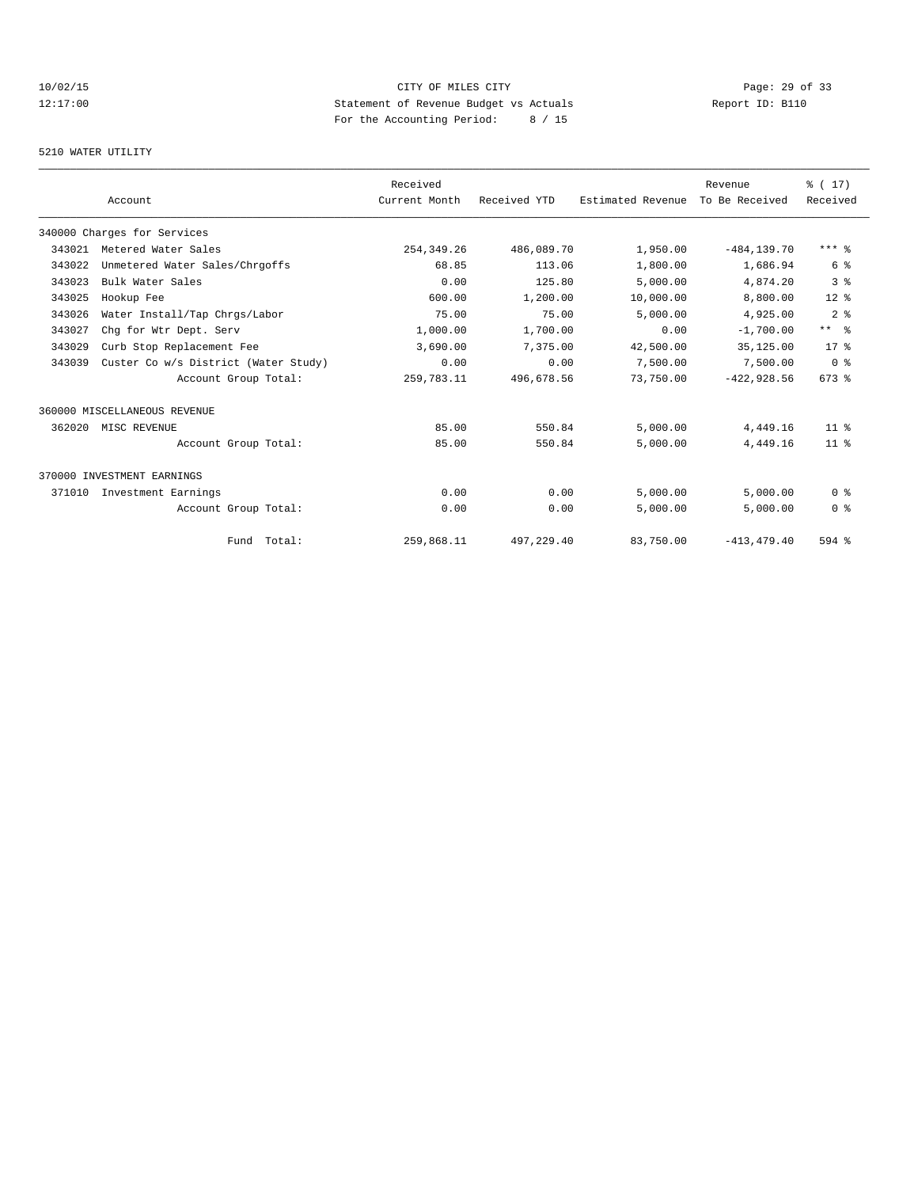CITY OF MILES CITY
Statement of Revenue Budget vs Actuals
For the Accounting Period: 8 / 15

10/02/15
12:17:00

Report ID: B110

5210 WATER UTILITY

| Account | | Received Current Month | Received YTD | Estimated Revenue | Revenue To Be Received | % ( 17) Received |
|---|---|---|---|---|---|---|
| 340000 Charges for Services | | | | | | |
| 343021 | Metered Water Sales | 254,349.26 | 486,089.70 | 1,950.00 | -484,139.70 | *** % |
| 343022 | Unmetered Water Sales/Chrgoffs | 68.85 | 113.06 | 1,800.00 | 1,686.94 | 6 % |
| 343023 | Bulk Water Sales | 0.00 | 125.80 | 5,000.00 | 4,874.20 | 3 % |
| 343025 | Hookup Fee | 600.00 | 1,200.00 | 10,000.00 | 8,800.00 | 12 % |
| 343026 | Water Install/Tap Chrgs/Labor | 75.00 | 75.00 | 5,000.00 | 4,925.00 | 2 % |
| 343027 | Chg for Wtr Dept. Serv | 1,000.00 | 1,700.00 | 0.00 | -1,700.00 | ** % |
| 343029 | Curb Stop Replacement Fee | 3,690.00 | 7,375.00 | 42,500.00 | 35,125.00 | 17 % |
| 343039 | Custer Co w/s District (Water Study) | 0.00 | 0.00 | 7,500.00 | 7,500.00 | 0 % |
| | Account Group Total: | 259,783.11 | 496,678.56 | 73,750.00 | -422,928.56 | 673 % |
| 360000 MISCELLANEOUS REVENUE | | | | | | |
| 362020 | MISC REVENUE | 85.00 | 550.84 | 5,000.00 | 4,449.16 | 11 % |
| | Account Group Total: | 85.00 | 550.84 | 5,000.00 | 4,449.16 | 11 % |
| 370000 INVESTMENT EARNINGS | | | | | | |
| 371010 | Investment Earnings | 0.00 | 0.00 | 5,000.00 | 5,000.00 | 0 % |
| | Account Group Total: | 0.00 | 0.00 | 5,000.00 | 5,000.00 | 0 % |
| | Fund Total: | 259,868.11 | 497,229.40 | 83,750.00 | -413,479.40 | 594 % |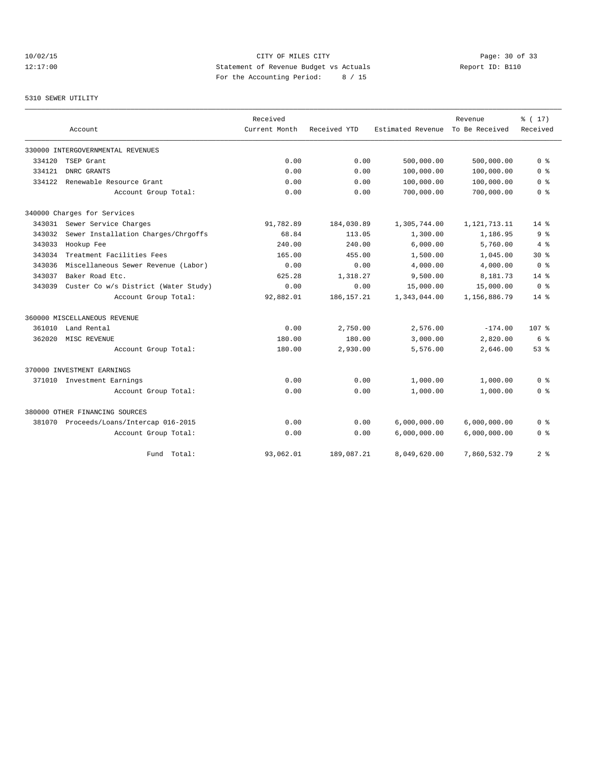10/02/15 CITY OF MILES CITY

12:17:00 Statement of Revenue Budget vs Actuals Report ID: B110

For the Accounting Period: 8 / 15

5310 SEWER UTILITY

| Account | | Received Current Month | Received YTD | Estimated Revenue | Revenue To Be Received | % ( 17) Received |
|---|---|---|---|---|---|---|
| 330000 INTERGOVERNMENTAL REVENUES | | | | | | |
| 334120 | TSEP Grant | 0.00 | 0.00 | 500,000.00 | 500,000.00 | 0 % |
| 334121 | DNRC GRANTS | 0.00 | 0.00 | 100,000.00 | 100,000.00 | 0 % |
| 334122 | Renewable Resource Grant | 0.00 | 0.00 | 100,000.00 | 100,000.00 | 0 % |
| | Account Group Total: | 0.00 | 0.00 | 700,000.00 | 700,000.00 | 0 % |
| 340000 Charges for Services | | | | | | |
| 343031 | Sewer Service Charges | 91,782.89 | 184,030.89 | 1,305,744.00 | 1,121,713.11 | 14 % |
| 343032 | Sewer Installation Charges/Chrgoffs | 68.84 | 113.05 | 1,300.00 | 1,186.95 | 9 % |
| 343033 | Hookup Fee | 240.00 | 240.00 | 6,000.00 | 5,760.00 | 4 % |
| 343034 | Treatment Facilities Fees | 165.00 | 455.00 | 1,500.00 | 1,045.00 | 30 % |
| 343036 | Miscellaneous Sewer Revenue (Labor) | 0.00 | 0.00 | 4,000.00 | 4,000.00 | 0 % |
| 343037 | Baker Road Etc. | 625.28 | 1,318.27 | 9,500.00 | 8,181.73 | 14 % |
| 343039 | Custer Co w/s District (Water Study) | 0.00 | 0.00 | 15,000.00 | 15,000.00 | 0 % |
| | Account Group Total: | 92,882.01 | 186,157.21 | 1,343,044.00 | 1,156,886.79 | 14 % |
| 360000 MISCELLANEOUS REVENUE | | | | | | |
| 361010 | Land Rental | 0.00 | 2,750.00 | 2,576.00 | -174.00 | 107 % |
| 362020 | MISC REVENUE | 180.00 | 180.00 | 3,000.00 | 2,820.00 | 6 % |
| | Account Group Total: | 180.00 | 2,930.00 | 5,576.00 | 2,646.00 | 53 % |
| 370000 INVESTMENT EARNINGS | | | | | | |
| 371010 | Investment Earnings | 0.00 | 0.00 | 1,000.00 | 1,000.00 | 0 % |
| | Account Group Total: | 0.00 | 0.00 | 1,000.00 | 1,000.00 | 0 % |
| 380000 OTHER FINANCING SOURCES | | | | | | |
| 381070 | Proceeds/Loans/Intercap 016-2015 | 0.00 | 0.00 | 6,000,000.00 | 6,000,000.00 | 0 % |
| | Account Group Total: | 0.00 | 0.00 | 6,000,000.00 | 6,000,000.00 | 0 % |
| | Fund Total: | 93,062.01 | 189,087.21 | 8,049,620.00 | 7,860,532.79 | 2 % |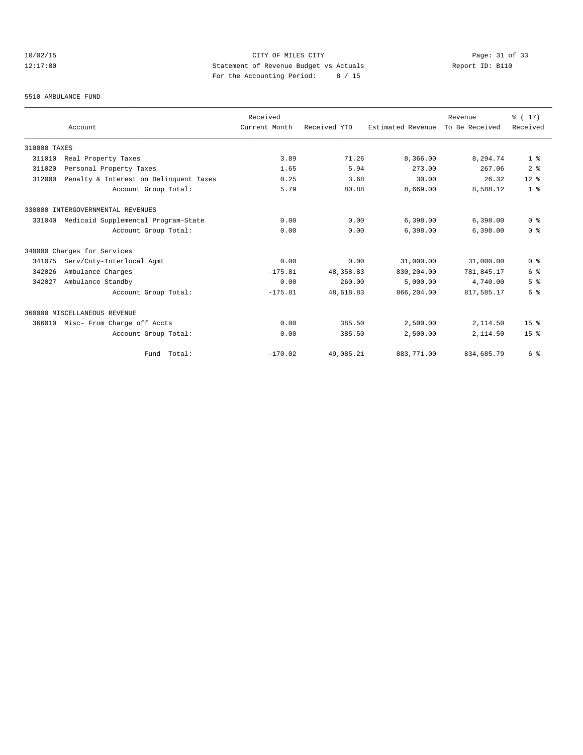10/02/15 CITY OF MILES CITY
12:17:00 Statement of Revenue Budget vs Actuals Report ID: B110
For the Accounting Period: 8 / 15

5510 AMBULANCE FUND

| Account | Received Current Month | Received YTD | Estimated Revenue | Revenue To Be Received | % ( 17) Received |
|---|---|---|---|---|---|
| 310000 TAXES | | | | | |
| 311010 Real Property Taxes | 3.89 | 71.26 | 8,366.00 | 8,294.74 | 1 % |
| 311020 Personal Property Taxes | 1.65 | 5.94 | 273.00 | 267.06 | 2 % |
| 312000 Penalty & Interest on Delinquent Taxes | 0.25 | 3.68 | 30.00 | 26.32 | 12 % |
| Account Group Total: | 5.79 | 80.88 | 8,669.00 | 8,588.12 | 1 % |
| 330000 INTERGOVERNMENTAL REVENUES | | | | | |
| 331040 Medicaid Supplemental Program-State | 0.00 | 0.00 | 6,398.00 | 6,398.00 | 0 % |
| Account Group Total: | 0.00 | 0.00 | 6,398.00 | 6,398.00 | 0 % |
| 340000 Charges for Services | | | | | |
| 341075 Serv/Cnty-Interlocal Agmt | 0.00 | 0.00 | 31,000.00 | 31,000.00 | 0 % |
| 342026 Ambulance Charges | -175.81 | 48,358.83 | 830,204.00 | 781,845.17 | 6 % |
| 342027 Ambulance Standby | 0.00 | 260.00 | 5,000.00 | 4,740.00 | 5 % |
| Account Group Total: | -175.81 | 48,618.83 | 866,204.00 | 817,585.17 | 6 % |
| 360000 MISCELLANEOUS REVENUE | | | | | |
| 366010 Misc- From Charge off Accts | 0.00 | 385.50 | 2,500.00 | 2,114.50 | 15 % |
| Account Group Total: | 0.00 | 385.50 | 2,500.00 | 2,114.50 | 15 % |
| Fund Total: | -170.02 | 49,085.21 | 883,771.00 | 834,685.79 | 6 % |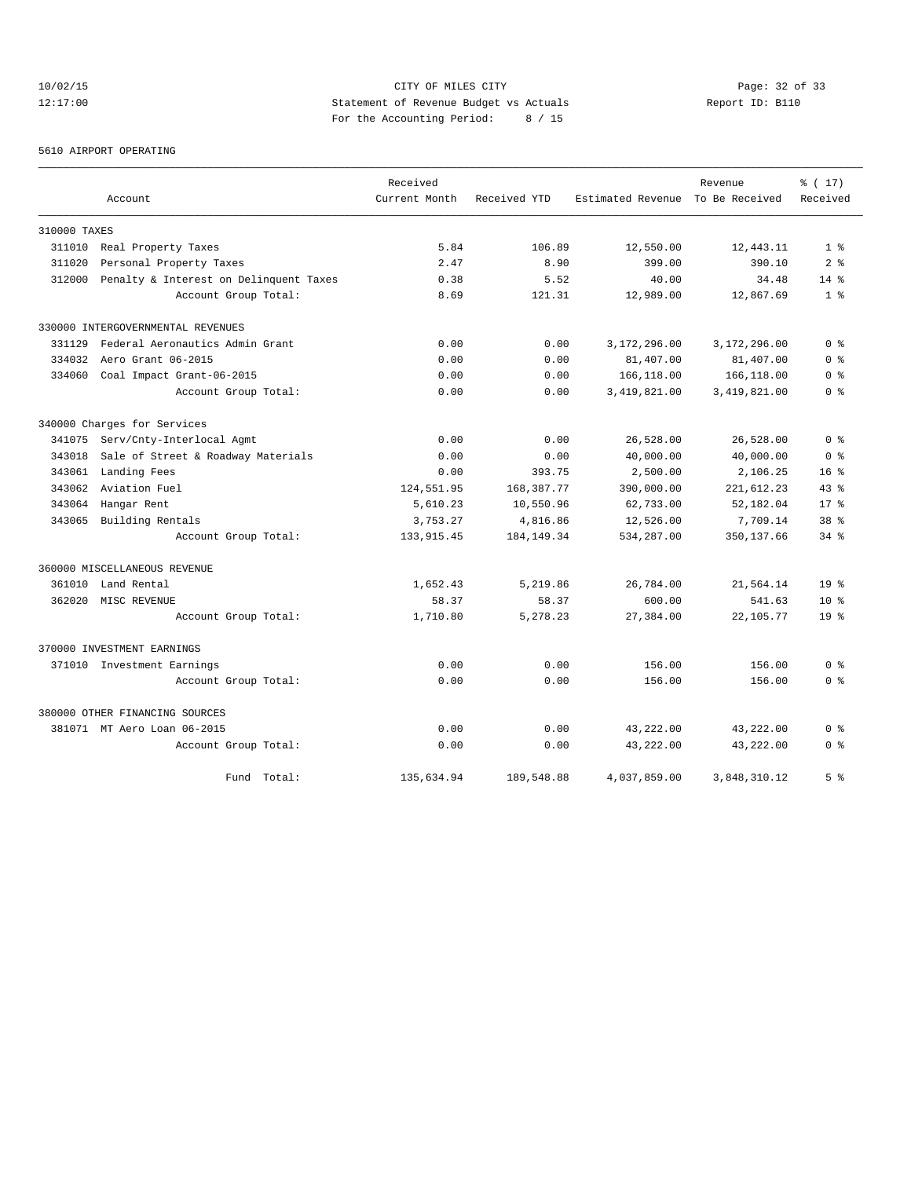CITY OF MILES CITY
Statement of Revenue Budget vs Actuals
For the Accounting Period: 8 / 15

10/02/15
12:17:00

Report ID: B110

5610 AIRPORT OPERATING

| Account | | Received Current Month | Received YTD | Estimated Revenue | Revenue To Be Received | % ( 17) Received |
|---|---|---|---|---|---|---|
| 310000 TAXES | | | | | | |
| 311010 | Real Property Taxes | 5.84 | 106.89 | 12,550.00 | 12,443.11 | 1 % |
| 311020 | Personal Property Taxes | 2.47 | 8.90 | 399.00 | 390.10 | 2 % |
| 312000 | Penalty & Interest on Delinquent Taxes | 0.38 | 5.52 | 40.00 | 34.48 | 14 % |
| | Account Group Total: | 8.69 | 121.31 | 12,989.00 | 12,867.69 | 1 % |
| 330000 INTERGOVERNMENTAL REVENUES | | | | | | |
| 331129 | Federal Aeronautics Admin Grant | 0.00 | 0.00 | 3,172,296.00 | 3,172,296.00 | 0 % |
| 334032 | Aero Grant 06-2015 | 0.00 | 0.00 | 81,407.00 | 81,407.00 | 0 % |
| 334060 | Coal Impact Grant-06-2015 | 0.00 | 0.00 | 166,118.00 | 166,118.00 | 0 % |
| | Account Group Total: | 0.00 | 0.00 | 3,419,821.00 | 3,419,821.00 | 0 % |
| 340000 Charges for Services | | | | | | |
| 341075 | Serv/Cnty-Interlocal Agmt | 0.00 | 0.00 | 26,528.00 | 26,528.00 | 0 % |
| 343018 | Sale of Street & Roadway Materials | 0.00 | 0.00 | 40,000.00 | 40,000.00 | 0 % |
| 343061 | Landing Fees | 0.00 | 393.75 | 2,500.00 | 2,106.25 | 16 % |
| 343062 | Aviation Fuel | 124,551.95 | 168,387.77 | 390,000.00 | 221,612.23 | 43 % |
| 343064 | Hangar Rent | 5,610.23 | 10,550.96 | 62,733.00 | 52,182.04 | 17 % |
| 343065 | Building Rentals | 3,753.27 | 4,816.86 | 12,526.00 | 7,709.14 | 38 % |
| | Account Group Total: | 133,915.45 | 184,149.34 | 534,287.00 | 350,137.66 | 34 % |
| 360000 MISCELLANEOUS REVENUE | | | | | | |
| 361010 | Land Rental | 1,652.43 | 5,219.86 | 26,784.00 | 21,564.14 | 19 % |
| 362020 | MISC REVENUE | 58.37 | 58.37 | 600.00 | 541.63 | 10 % |
| | Account Group Total: | 1,710.80 | 5,278.23 | 27,384.00 | 22,105.77 | 19 % |
| 370000 INVESTMENT EARNINGS | | | | | | |
| 371010 | Investment Earnings | 0.00 | 0.00 | 156.00 | 156.00 | 0 % |
| | Account Group Total: | 0.00 | 0.00 | 156.00 | 156.00 | 0 % |
| 380000 OTHER FINANCING SOURCES | | | | | | |
| 381071 | MT Aero Loan 06-2015 | 0.00 | 0.00 | 43,222.00 | 43,222.00 | 0 % |
| | Account Group Total: | 0.00 | 0.00 | 43,222.00 | 43,222.00 | 0 % |
| | Fund Total: | 135,634.94 | 189,548.88 | 4,037,859.00 | 3,848,310.12 | 5 % |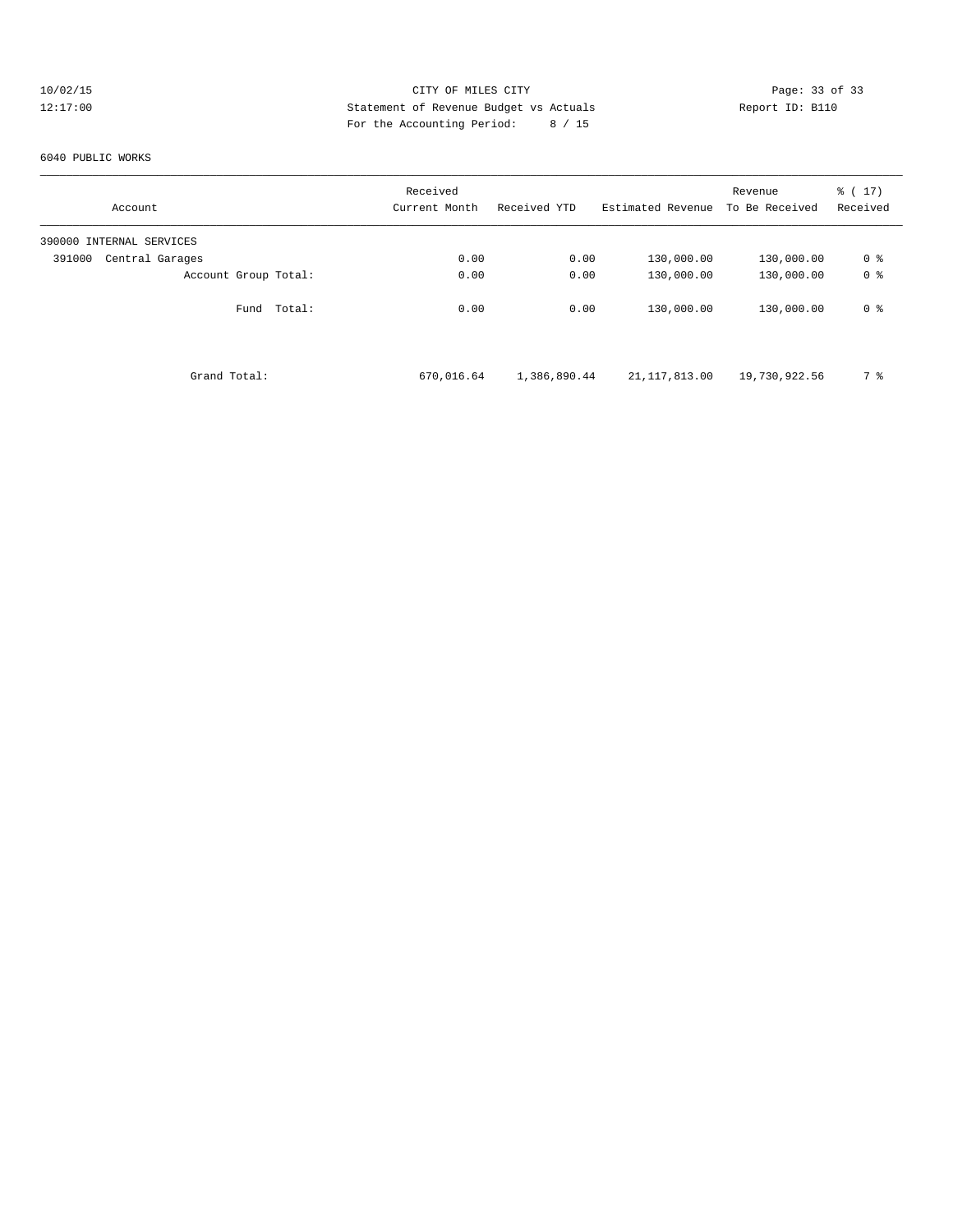CITY OF MILES CITY
Statement of Revenue Budget vs Actuals
For the Accounting Period: 8 / 15

Report ID: B110

6040 PUBLIC WORKS

| Account | Received Current Month | Received YTD | Estimated Revenue | Revenue To Be Received | % ( 17) Received |
|---|---|---|---|---|---|
| 390000 INTERNAL SERVICES | | | | | |
| 391000 Central Garages | 0.00 | 0.00 | 130,000.00 | 130,000.00 | 0 % |
| Account Group Total: | 0.00 | 0.00 | 130,000.00 | 130,000.00 | 0 % |
| Fund Total: | 0.00 | 0.00 | 130,000.00 | 130,000.00 | 0 % |
| Grand Total: | 670,016.64 | 1,386,890.44 | 21,117,813.00 | 19,730,922.56 | 7 % |